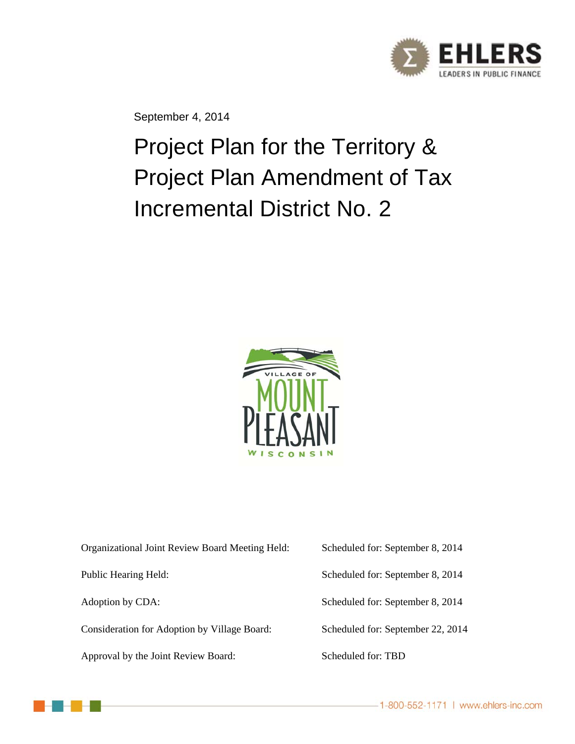September 4, 2014

# Project Plan for the Territory & Project Plan Amendment of Tax Incremental District No. 2

| | |
|---|---|
| Organizational Joint Review Board Meeting Held: | Scheduled for: September 8, 2014 |
| Public Hearing Held: | Scheduled for: September 8, 2014 |
| Adoption by CDA: | Scheduled for: September 8, 2014 |
| Consideration for Adoption by Village Board: | Scheduled for: September 22, 2014 |
| Approval by the Joint Review Board: | Scheduled for: TBD |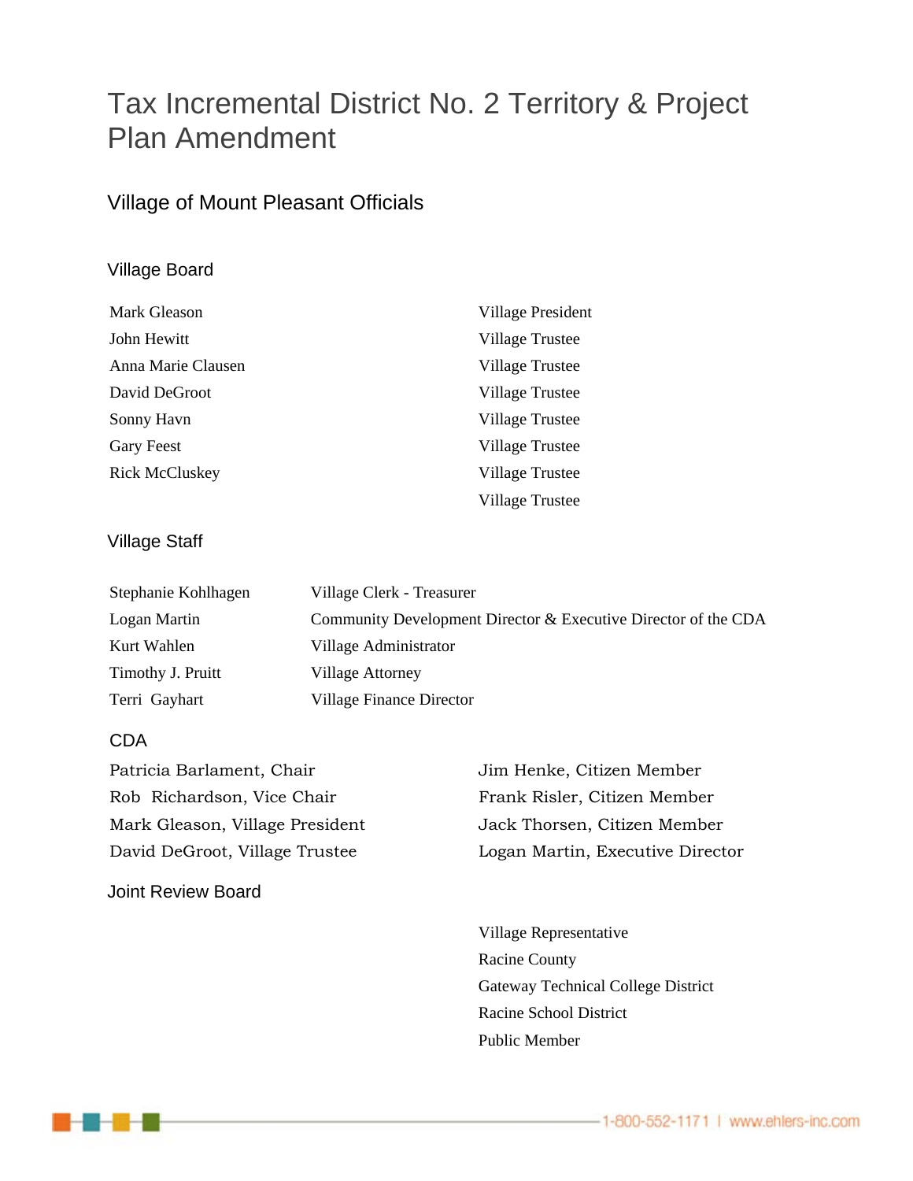# Tax Incremental District No. 2 Territory & Project Plan Amendment

## Village of Mount Pleasant Officials

### Village Board

| | |
|---|---|
| Mark Gleason | Village President |
| John Hewitt | Village Trustee |
| Anna Marie Clausen | Village Trustee |
| David DeGroot | Village Trustee |
| Sonny Havn | Village Trustee |
| Gary Feest | Village Trustee |
| Rick McCluskey | Village Trustee |
| | Village Trustee |

### Village Staff

| | |
|---|---|
| Stephanie Kohlhagen | Village Clerk - Treasurer |
| Logan Martin | Community Development Director & Executive Director of the CDA |
| Kurt Wahlen | Village Administrator |
| Timothy J. Pruitt | Village Attorney |
| Terri Gayhart | Village Finance Director |

### CDA

Patricia Barlament, Chair
Rob Richardson, Vice Chair
Mark Gleason, Village President
David DeGroot, Village Trustee
Jim Henke, Citizen Member
Frank Risler, Citizen Member
Jack Thorsen, Citizen Member
Logan Martin, Executive Director

### Joint Review Board

| | |
|---|---|
| | Village Representative |
| | Racine County |
| | Gateway Technical College District |
| | Racine School District |
| | Public Member |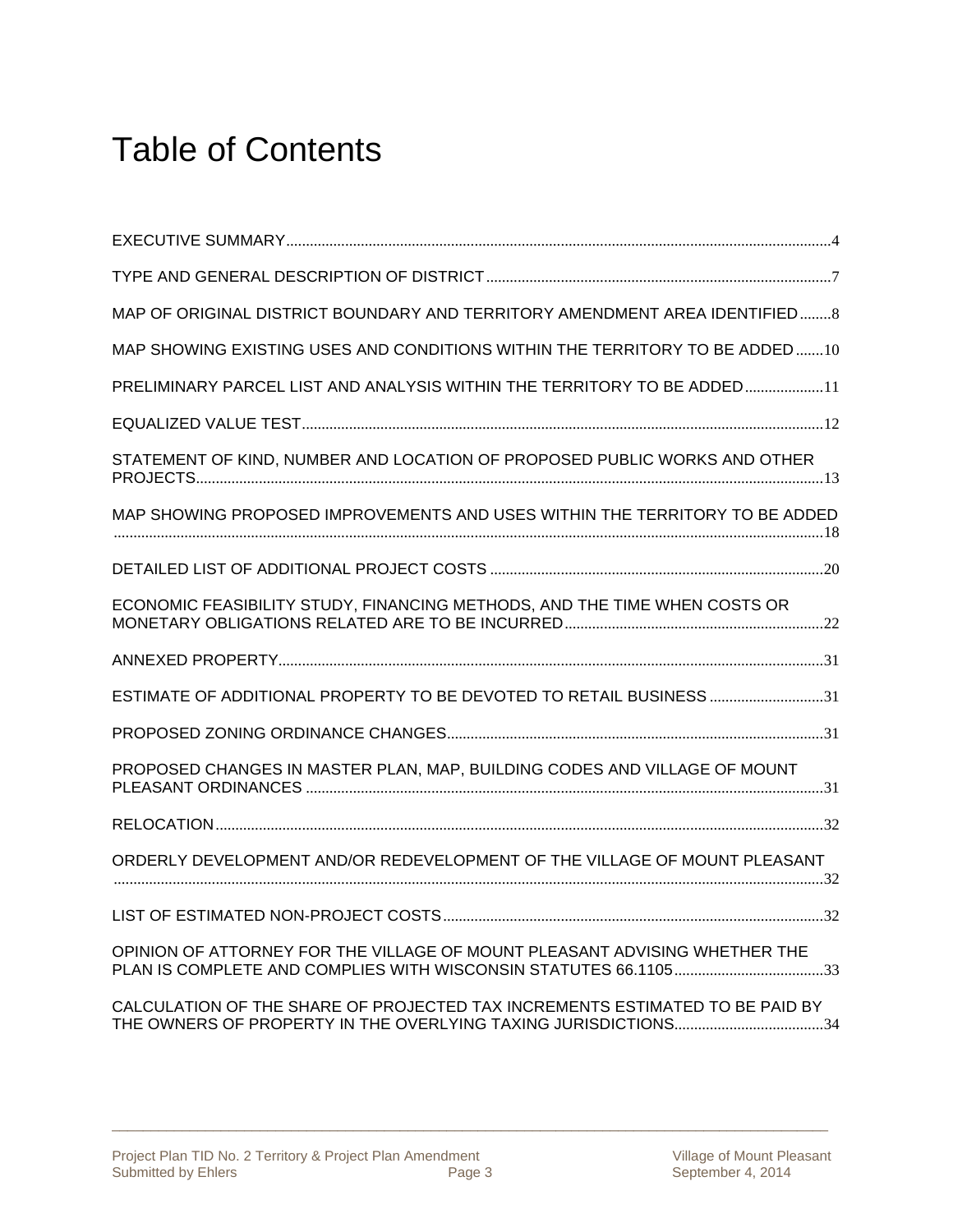# Table of Contents

EXECUTIVE SUMMARY ... 4

TYPE AND GENERAL DESCRIPTION OF DISTRICT ... 7

MAP OF ORIGINAL DISTRICT BOUNDARY AND TERRITORY AMENDMENT AREA IDENTIFIED ... 8

MAP SHOWING EXISTING USES AND CONDITIONS WITHIN THE TERRITORY TO BE ADDED ... 10

PRELIMINARY PARCEL LIST AND ANALYSIS WITHIN THE TERRITORY TO BE ADDED ... 11

EQUALIZED VALUE TEST ... 12

STATEMENT OF KIND, NUMBER AND LOCATION OF PROPOSED PUBLIC WORKS AND OTHER PROJECTS ... 13

MAP SHOWING PROPOSED IMPROVEMENTS AND USES WITHIN THE TERRITORY TO BE ADDED ... 18

DETAILED LIST OF ADDITIONAL PROJECT COSTS ... 20

ECONOMIC FEASIBILITY STUDY, FINANCING METHODS, AND THE TIME WHEN COSTS OR MONETARY OBLIGATIONS RELATED ARE TO BE INCURRED ... 22

ANNEXED PROPERTY ... 31

ESTIMATE OF ADDITIONAL PROPERTY TO BE DEVOTED TO RETAIL BUSINESS ... 31

PROPOSED ZONING ORDINANCE CHANGES ... 31

PROPOSED CHANGES IN MASTER PLAN, MAP, BUILDING CODES AND VILLAGE OF MOUNT PLEASANT ORDINANCES ... 31

RELOCATION ... 32

ORDERLY DEVELOPMENT AND/OR REDEVELOPMENT OF THE VILLAGE OF MOUNT PLEASANT ... 32

LIST OF ESTIMATED NON-PROJECT COSTS ... 32

OPINION OF ATTORNEY FOR THE VILLAGE OF MOUNT PLEASANT ADVISING WHETHER THE PLAN IS COMPLETE AND COMPLIES WITH WISCONSIN STATUTES 66.1105 ... 33

CALCULATION OF THE SHARE OF PROJECTED TAX INCREMENTS ESTIMATED TO BE PAID BY THE OWNERS OF PROPERTY IN THE OVERLYING TAXING JURISDICTIONS ... 34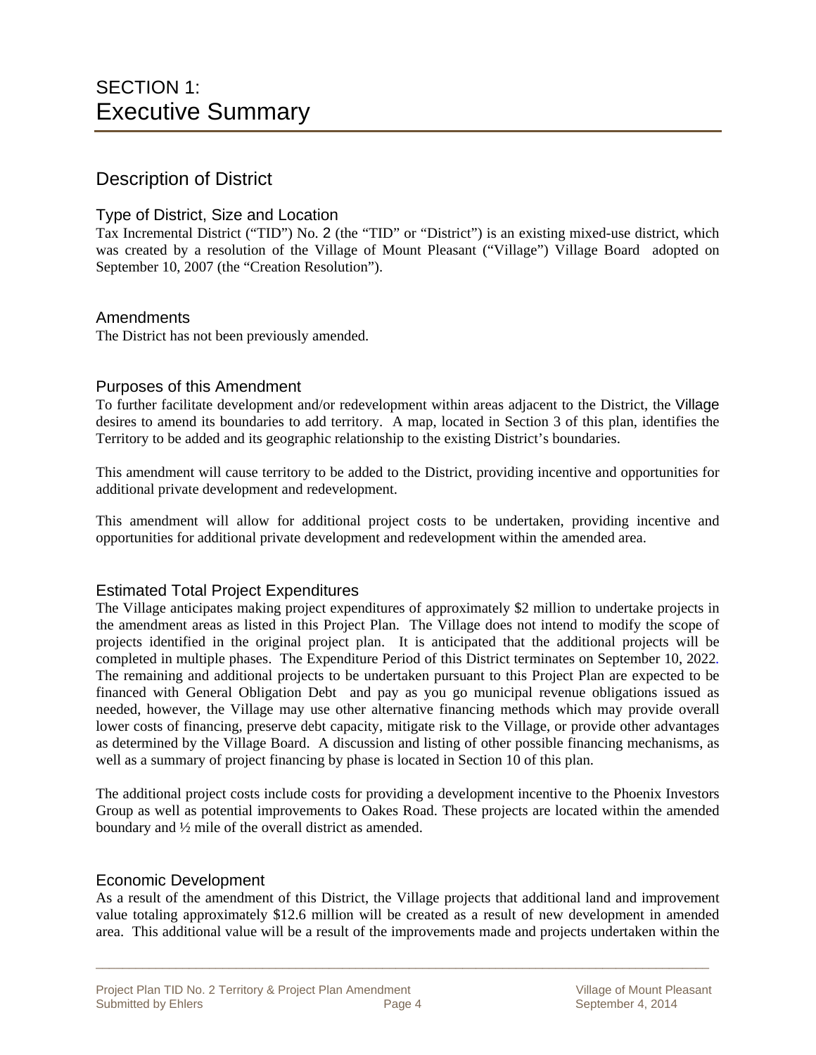# SECTION 1:
# Executive Summary

## Description of District

### Type of District, Size and Location

Tax Incremental District ("TID") No. 2 (the "TID" or "District") is an existing mixed-use district, which was created by a resolution of the Village of Mount Pleasant ("Village") Village Board adopted on September 10, 2007 (the "Creation Resolution").

### Amendments

The District has not been previously amended.

### Purposes of this Amendment

To further facilitate development and/or redevelopment within areas adjacent to the District, the Village desires to amend its boundaries to add territory. A map, located in Section 3 of this plan, identifies the Territory to be added and its geographic relationship to the existing District's boundaries.

This amendment will cause territory to be added to the District, providing incentive and opportunities for additional private development and redevelopment.

This amendment will allow for additional project costs to be undertaken, providing incentive and opportunities for additional private development and redevelopment within the amended area.

### Estimated Total Project Expenditures

The Village anticipates making project expenditures of approximately $2 million to undertake projects in the amendment areas as listed in this Project Plan. The Village does not intend to modify the scope of projects identified in the original project plan. It is anticipated that the additional projects will be completed in multiple phases. The Expenditure Period of this District terminates on September 10, 2022. The remaining and additional projects to be undertaken pursuant to this Project Plan are expected to be financed with General Obligation Debt and pay as you go municipal revenue obligations issued as needed, however, the Village may use other alternative financing methods which may provide overall lower costs of financing, preserve debt capacity, mitigate risk to the Village, or provide other advantages as determined by the Village Board. A discussion and listing of other possible financing mechanisms, as well as a summary of project financing by phase is located in Section 10 of this plan.

The additional project costs include costs for providing a development incentive to the Phoenix Investors Group as well as potential improvements to Oakes Road. These projects are located within the amended boundary and ½ mile of the overall district as amended.

### Economic Development

As a result of the amendment of this District, the Village projects that additional land and improvement value totaling approximately $12.6 million will be created as a result of new development in amended area. This additional value will be a result of the improvements made and projects undertaken within the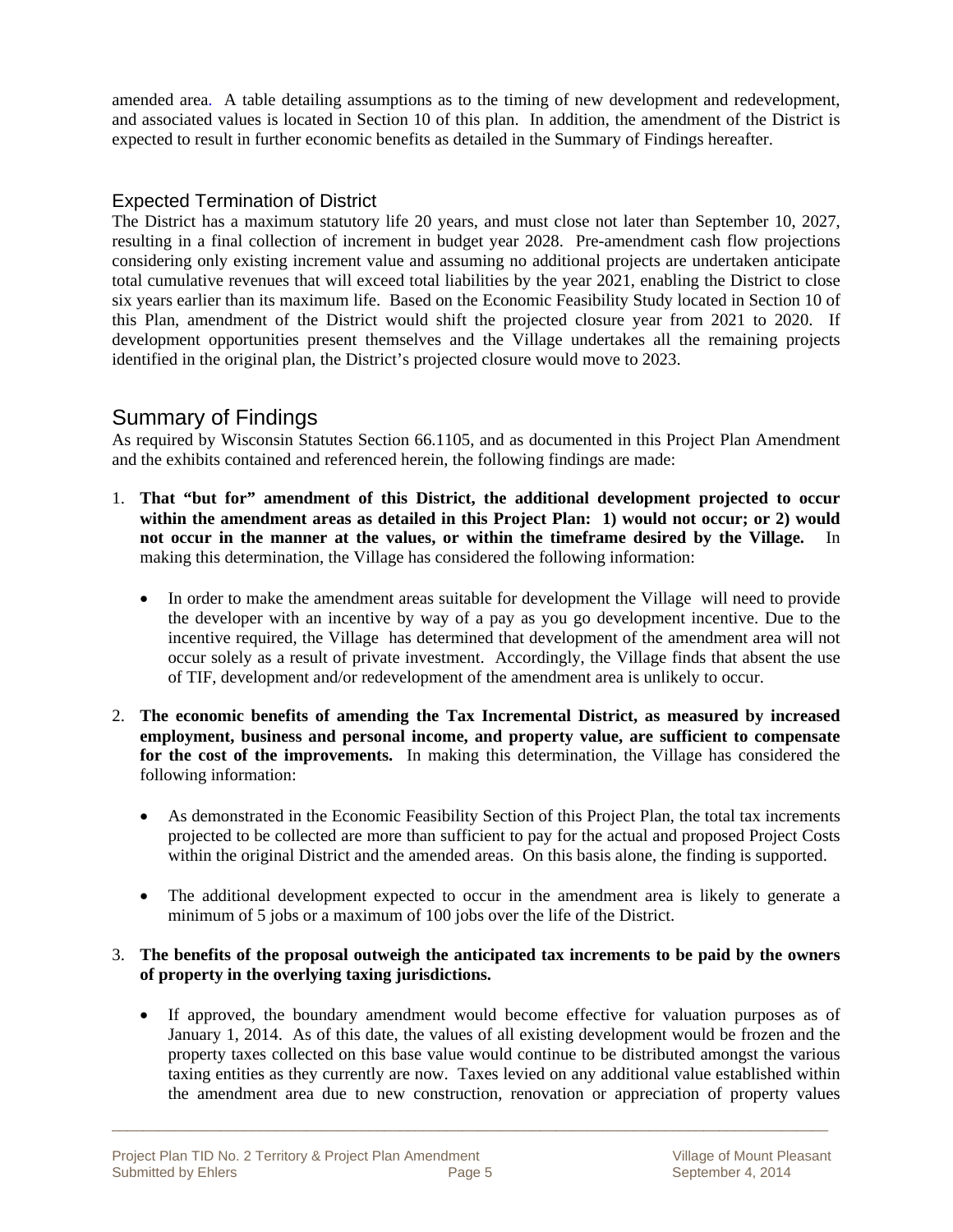amended area. A table detailing assumptions as to the timing of new development and redevelopment, and associated values is located in Section 10 of this plan. In addition, the amendment of the District is expected to result in further economic benefits as detailed in the Summary of Findings hereafter.

### Expected Termination of District

The District has a maximum statutory life 20 years, and must close not later than September 10, 2027, resulting in a final collection of increment in budget year 2028. Pre-amendment cash flow projections considering only existing increment value and assuming no additional projects are undertaken anticipate total cumulative revenues that will exceed total liabilities by the year 2021, enabling the District to close six years earlier than its maximum life. Based on the Economic Feasibility Study located in Section 10 of this Plan, amendment of the District would shift the projected closure year from 2021 to 2020. If development opportunities present themselves and the Village undertakes all the remaining projects identified in the original plan, the District's projected closure would move to 2023.

## Summary of Findings

As required by Wisconsin Statutes Section 66.1105, and as documented in this Project Plan Amendment and the exhibits contained and referenced herein, the following findings are made:

1. **That "but for" amendment of this District, the additional development projected to occur within the amendment areas as detailed in this Project Plan: 1) would not occur; or 2) would not occur in the manner at the values, or within the timeframe desired by the Village.** In making this determination, the Village has considered the following information:

    - In order to make the amendment areas suitable for development the Village will need to provide the developer with an incentive by way of a pay as you go development incentive. Due to the incentive required, the Village has determined that development of the amendment area will not occur solely as a result of private investment. Accordingly, the Village finds that absent the use of TIF, development and/or redevelopment of the amendment area is unlikely to occur.

2. **The economic benefits of amending the Tax Incremental District, as measured by increased employment, business and personal income, and property value, are sufficient to compensate for the cost of the improvements.** In making this determination, the Village has considered the following information:

    - As demonstrated in the Economic Feasibility Section of this Project Plan, the total tax increments projected to be collected are more than sufficient to pay for the actual and proposed Project Costs within the original District and the amended areas. On this basis alone, the finding is supported.

    - The additional development expected to occur in the amendment area is likely to generate a minimum of 5 jobs or a maximum of 100 jobs over the life of the District.

3. **The benefits of the proposal outweigh the anticipated tax increments to be paid by the owners of property in the overlying taxing jurisdictions.**

    - If approved, the boundary amendment would become effective for valuation purposes as of January 1, 2014. As of this date, the values of all existing development would be frozen and the property taxes collected on this base value would continue to be distributed amongst the various taxing entities as they currently are now. Taxes levied on any additional value established within the amendment area due to new construction, renovation or appreciation of property values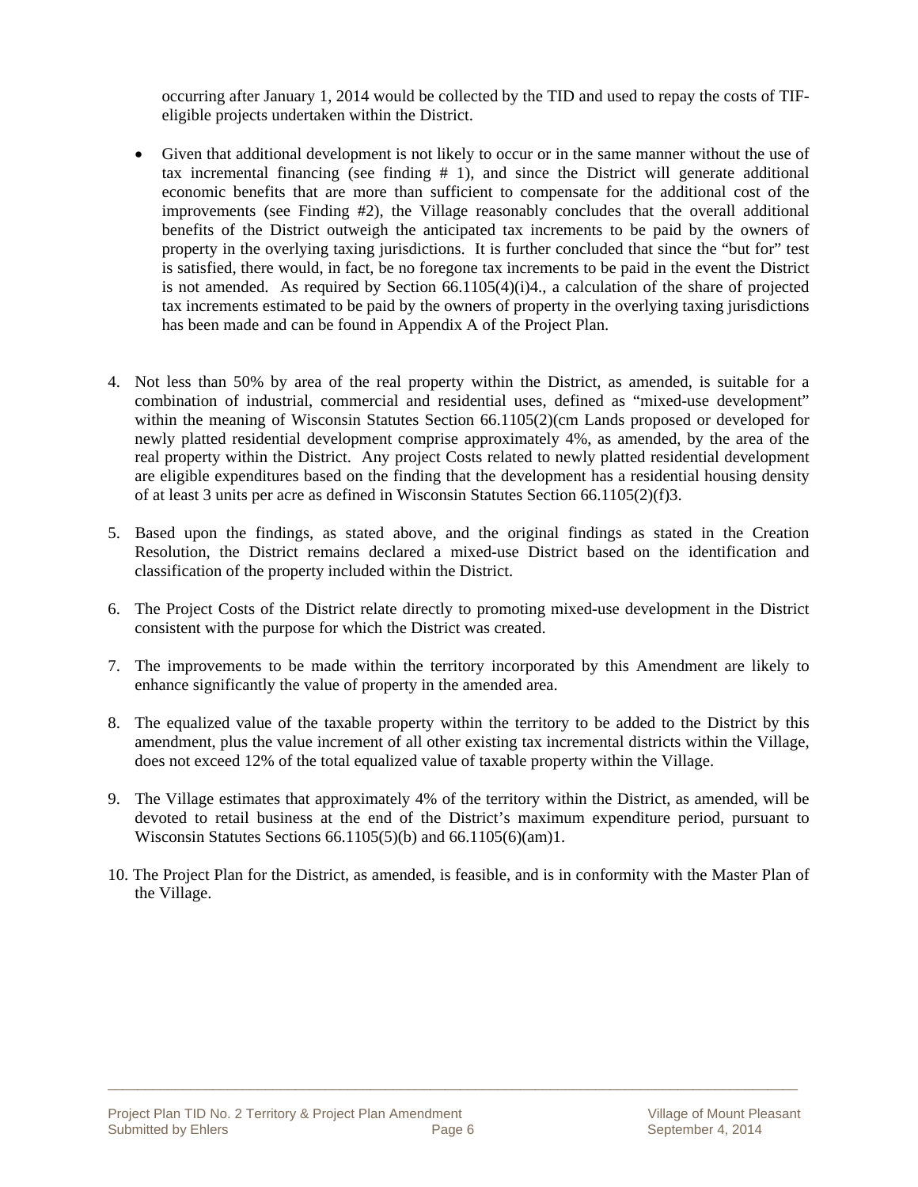occurring after January 1, 2014 would be collected by the TID and used to repay the costs of TIF-eligible projects undertaken within the District.

- Given that additional development is not likely to occur or in the same manner without the use of tax incremental financing (see finding # 1), and since the District will generate additional economic benefits that are more than sufficient to compensate for the additional cost of the improvements (see Finding #2), the Village reasonably concludes that the overall additional benefits of the District outweigh the anticipated tax increments to be paid by the owners of property in the overlying taxing jurisdictions. It is further concluded that since the "but for" test is satisfied, there would, in fact, be no foregone tax increments to be paid in the event the District is not amended. As required by Section 66.1105(4)(i)4., a calculation of the share of projected tax increments estimated to be paid by the owners of property in the overlying taxing jurisdictions has been made and can be found in Appendix A of the Project Plan.

4. Not less than 50% by area of the real property within the District, as amended, is suitable for a combination of industrial, commercial and residential uses, defined as "mixed-use development" within the meaning of Wisconsin Statutes Section 66.1105(2)(cm Lands proposed or developed for newly platted residential development comprise approximately 4%, as amended, by the area of the real property within the District. Any project Costs related to newly platted residential development are eligible expenditures based on the finding that the development has a residential housing density of at least 3 units per acre as defined in Wisconsin Statutes Section 66.1105(2)(f)3.

5. Based upon the findings, as stated above, and the original findings as stated in the Creation Resolution, the District remains declared a mixed-use District based on the identification and classification of the property included within the District.

6. The Project Costs of the District relate directly to promoting mixed-use development in the District consistent with the purpose for which the District was created.

7. The improvements to be made within the territory incorporated by this Amendment are likely to enhance significantly the value of property in the amended area.

8. The equalized value of the taxable property within the territory to be added to the District by this amendment, plus the value increment of all other existing tax incremental districts within the Village, does not exceed 12% of the total equalized value of taxable property within the Village.

9. The Village estimates that approximately 4% of the territory within the District, as amended, will be devoted to retail business at the end of the District's maximum expenditure period, pursuant to Wisconsin Statutes Sections 66.1105(5)(b) and 66.1105(6)(am)1.

10. The Project Plan for the District, as amended, is feasible, and is in conformity with the Master Plan of the Village.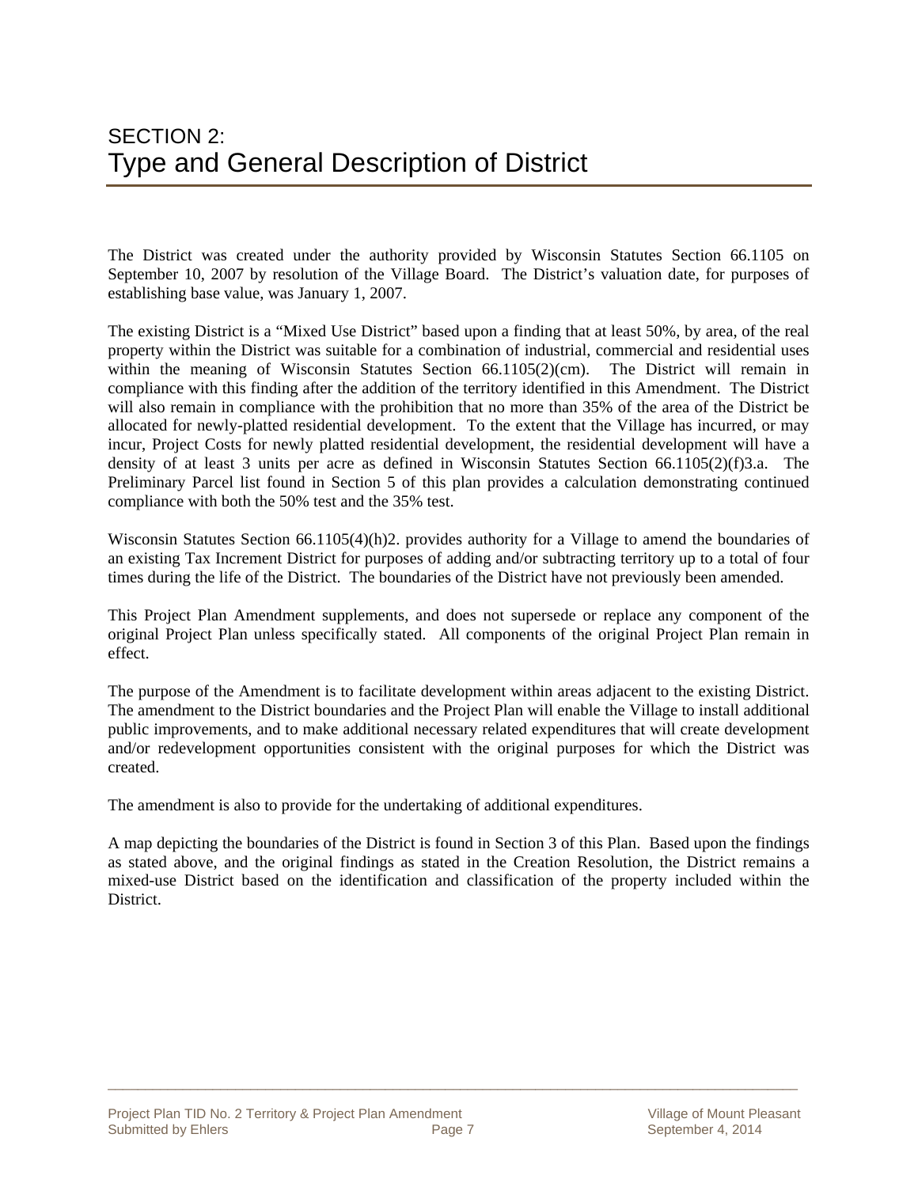# SECTION 2:
# Type and General Description of District

The District was created under the authority provided by Wisconsin Statutes Section 66.1105 on September 10, 2007 by resolution of the Village Board. The District's valuation date, for purposes of establishing base value, was January 1, 2007.

The existing District is a "Mixed Use District" based upon a finding that at least 50%, by area, of the real property within the District was suitable for a combination of industrial, commercial and residential uses within the meaning of Wisconsin Statutes Section 66.1105(2)(cm). The District will remain in compliance with this finding after the addition of the territory identified in this Amendment. The District will also remain in compliance with the prohibition that no more than 35% of the area of the District be allocated for newly-platted residential development. To the extent that the Village has incurred, or may incur, Project Costs for newly platted residential development, the residential development will have a density of at least 3 units per acre as defined in Wisconsin Statutes Section 66.1105(2)(f)3.a. The Preliminary Parcel list found in Section 5 of this plan provides a calculation demonstrating continued compliance with both the 50% test and the 35% test.

Wisconsin Statutes Section 66.1105(4)(h)2. provides authority for a Village to amend the boundaries of an existing Tax Increment District for purposes of adding and/or subtracting territory up to a total of four times during the life of the District. The boundaries of the District have not previously been amended.

This Project Plan Amendment supplements, and does not supersede or replace any component of the original Project Plan unless specifically stated. All components of the original Project Plan remain in effect.

The purpose of the Amendment is to facilitate development within areas adjacent to the existing District. The amendment to the District boundaries and the Project Plan will enable the Village to install additional public improvements, and to make additional necessary related expenditures that will create development and/or redevelopment opportunities consistent with the original purposes for which the District was created.

The amendment is also to provide for the undertaking of additional expenditures.

A map depicting the boundaries of the District is found in Section 3 of this Plan. Based upon the findings as stated above, and the original findings as stated in the Creation Resolution, the District remains a mixed-use District based on the identification and classification of the property included within the District.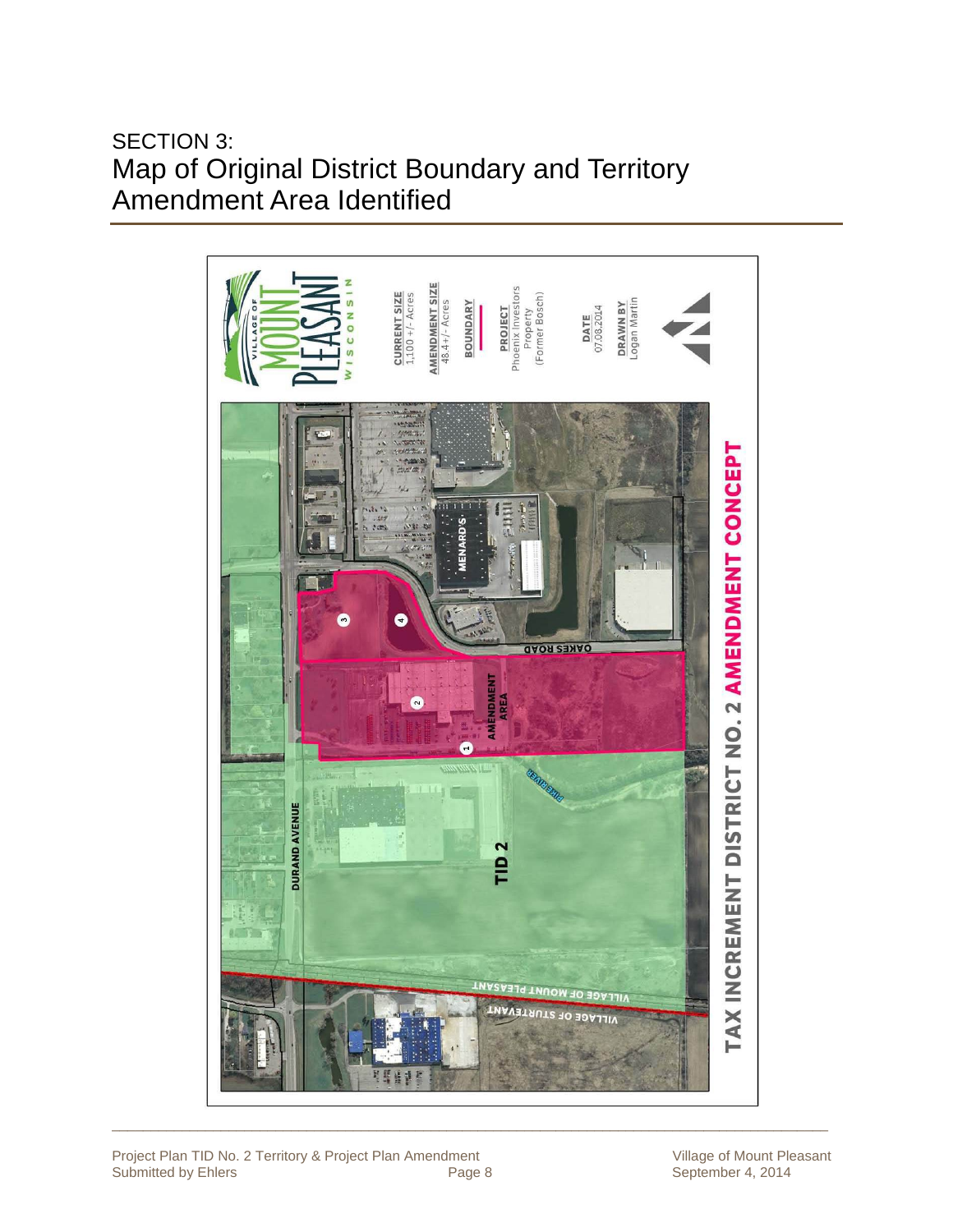# SECTION 3:
# Map of Original District Boundary and Territory Amendment Area Identified

VILLAGE OF MOUNT PLEASANT WISCONSIN

**CURRENT SIZE**
1,100 +/- Acres

**AMENDMENT SIZE**
48.4+/- Acres

**BOUNDARY**

**PROJECT**
Phoenix Investors Property (Former Bosch)

**DATE**
07.08.2014

**DRAWN BY**
Logan Martin

MENARD'S

OAKES ROAD

AMENDMENT AREA

DURAND AVENUE

PIKE RIVER

TID 2

VILLAGE OF MOUNT PLEASANT

VILLAGE OF STURTEVANT

1 2 3 4

**TAX INCREMENT DISTRICT NO. 2 AMENDMENT CONCEPT**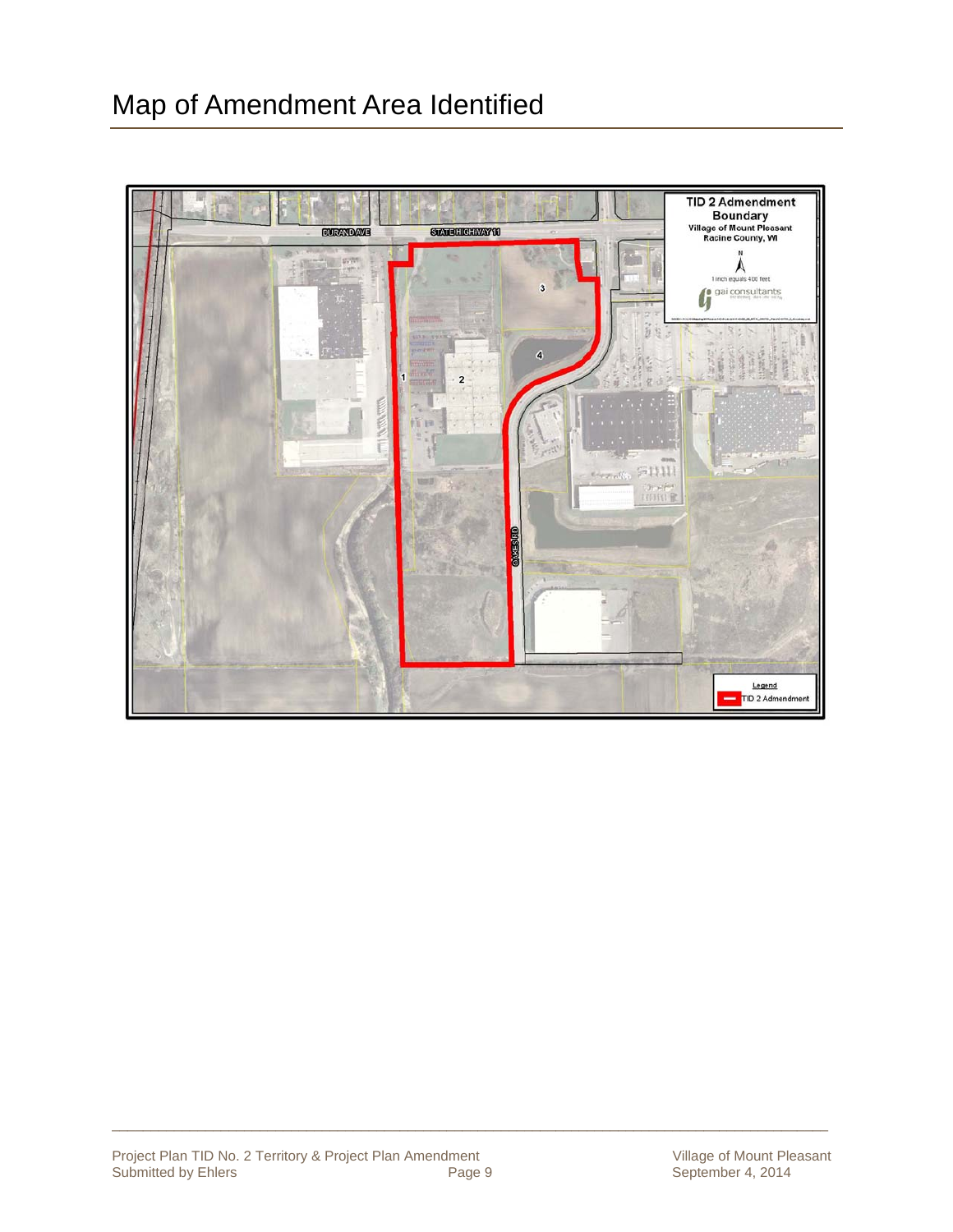# Map of Amendment Area Identified

**TID 2 Admendment Boundary**
Village of Mount Pleasant
Racine County, WI

N

1 inch equals 400 feet

gai consultants

DURAND AVE

STATE HIGHWAY 11

OAKES RD

1

2

3

4

Legend

TID 2 Admendment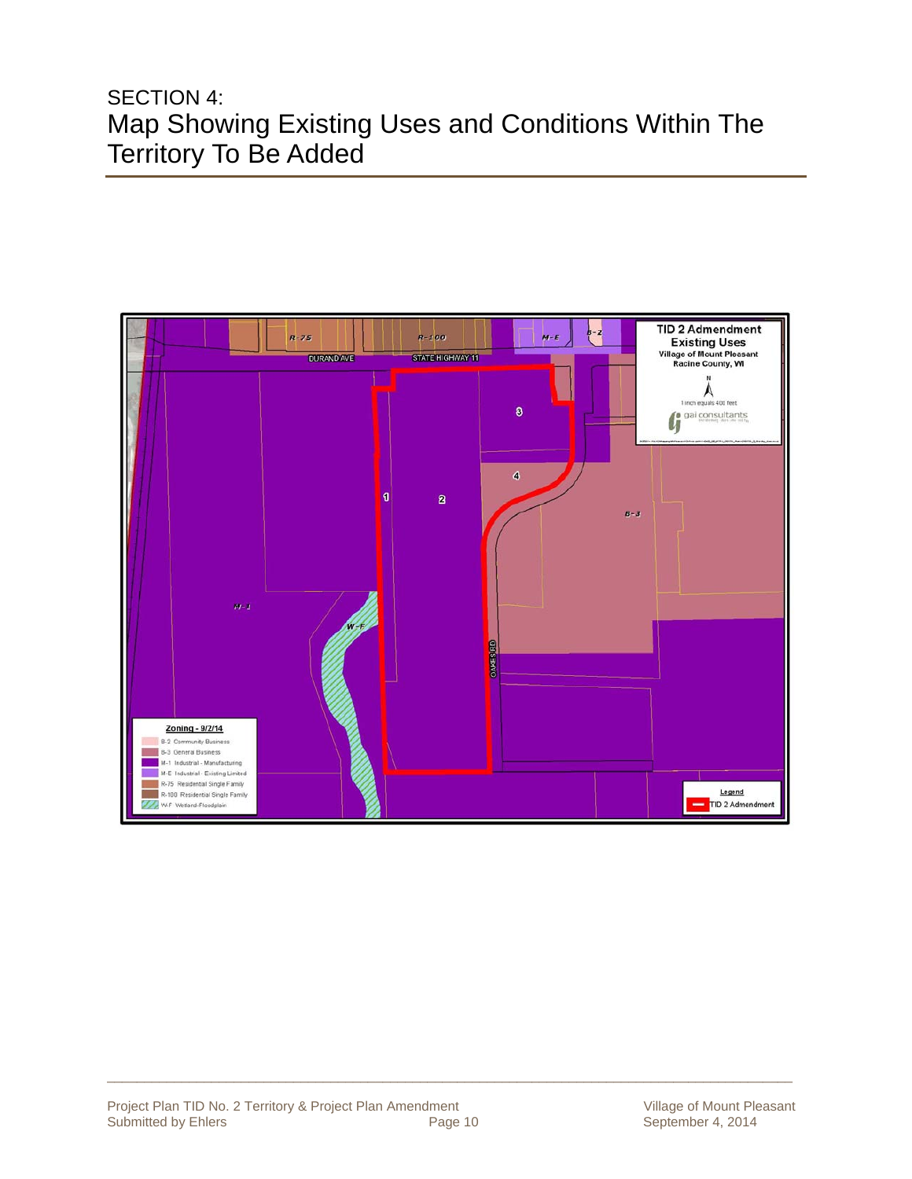# SECTION 4:
# Map Showing Existing Uses and Conditions Within The Territory To Be Added

**TID 2 Admendment**
**Existing Uses**
Village of Mount Pleasant
Racine County, WI

N

1 inch equals 400 feet

gai consultants

R-75 | R-100 | M-E | B-2

DURAND AVE | STATE HIGHWAY 11

1 | 2 | 3 | 4

B-3 | M-1 | W-F | OAKES RD

**Zoning - 9/2/14**

- B-2 Community Business
- B-3 General Business
- M-1 Industrial - Manufacturing
- M-E Industrial - Existing Limited
- R-75 Residential Single Family
- R-100 Residential Single Family
- W-F Wetland-Floodplain

**Legend**

- TID 2 Admendment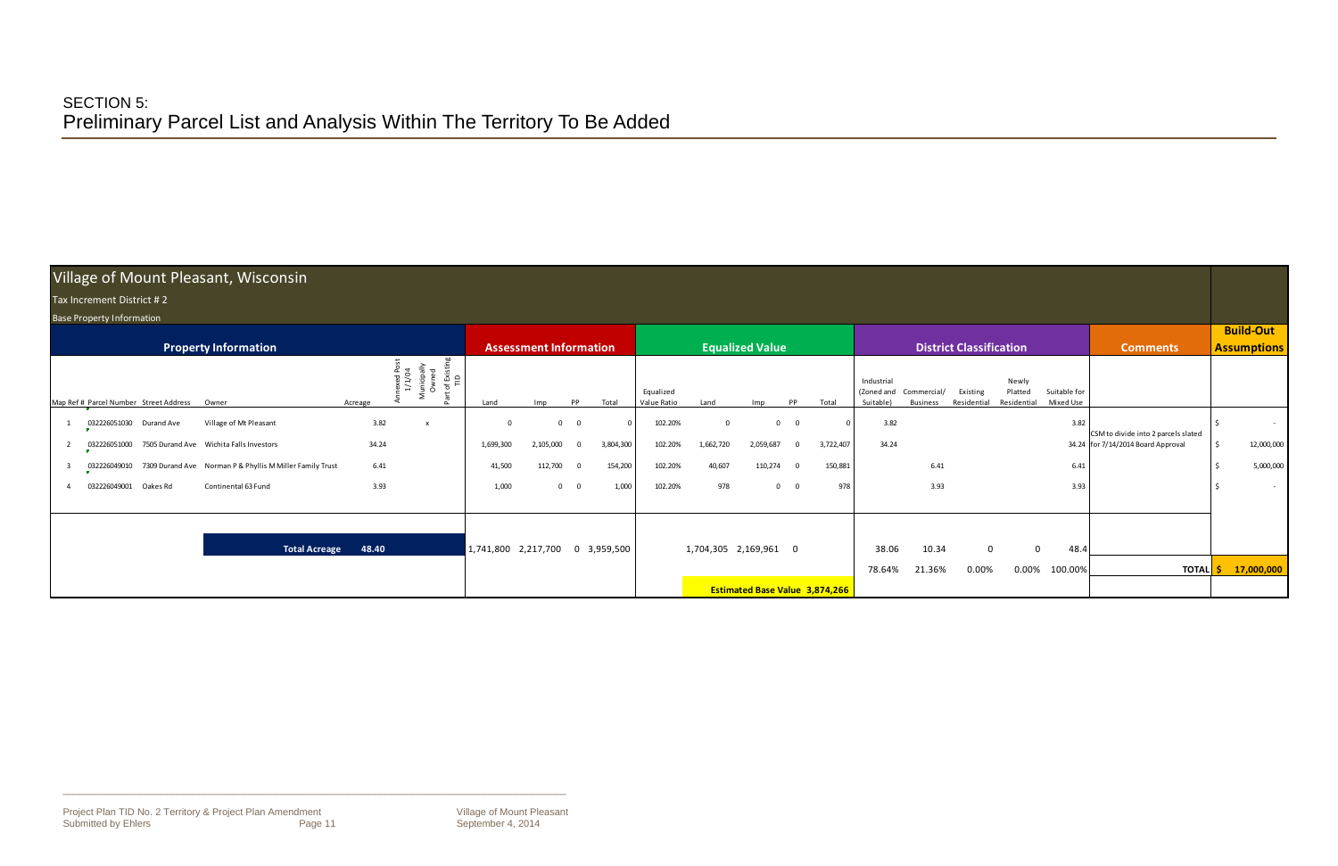# SECTION 5:
## Preliminary Parcel List and Analysis Within The Territory To Be Added

**Village of Mount Pleasant, Wisconsin**

Tax Increment District # 2

Base Property Information

| Property Information | | | | | | | | | Assessment Information | | | | Equalized Value | | | | | | District Classification | | | | | Comments | Build-Out Assumptions |
|---|---|---|---|---|---|---|---|---|---|---|---|---|---|---|---|---|---|---|---|---|---|---|---|---|---|
| Map Ref # | Parcel Number | Street Address | Owner | Acreage | Annexed Post 1/1/04 | Municipally Owned | Part of Existing TID | | Land | Imp | PP | Total | Equalized Value Ratio | Land | Imp | PP | Total | | Industrial (Zoned and Suitable) | Commercial/ Business | Existing Residential | Newly Platted Residential | Suitable for Mixed Use | | |
| 1 | 032226051030 | Durand Ave | Village of Mt Pleasant | 3.82 | | x | | | 0 | 0 | 0 | 0 | 102.20% | 0 | 0 | 0 | 0 | | 3.82 | | | | 3.82 | | $ - |
| 2 | 032226051000 | 7505 Durand Ave | Wichita Falls Investors | 34.24 | | | | | 1,699,300 | 2,105,000 | 0 | 3,804,300 | 102.20% | 1,662,720 | 2,059,687 | 0 | 3,722,407 | | 34.24 | | | | 34.24 | CSM to divide into 2 parcels slated for 7/14/2014 Board Approval | $ 12,000,000 |
| 3 | 032226049010 | 7309 Durand Ave | Norman P & Phyllis M Miller Family Trust | 6.41 | | | | | 41,500 | 112,700 | 0 | 154,200 | 102.20% | 40,607 | 110,274 | 0 | 150,881 | | | 6.41 | | | 6.41 | | $ 5,000,000 |
| 4 | 032226049001 | Oakes Rd | Continental 63 Fund | 3.93 | | | | | 1,000 | 0 | 0 | 1,000 | 102.20% | 978 | 0 | 0 | 978 | | | 3.93 | | | 3.93 | | $ - |
| | | | **Total Acreage** | **48.40** | | | | | 1,741,800 | 2,217,700 | 0 | 3,959,500 | | 1,704,305 | 2,169,961 | 0 | | | 38.06 | 10.34 | 0 | 0 | 48.4 | | |
| | | | | | | | | | | | | | | | | | | | 78.64% | 21.36% | 0.00% | 0.00% | 100.00% | **TOTAL** | **$ 17,000,000** |
| | | | | | | | | | | | | | | **Estimated Base Value** | | | **3,874,266** | | | | | | | | |

Project Plan TID No. 2 Territory & Project Plan Amendment
Submitted by Ehlers
Village of Mount Pleasant
September 4, 2014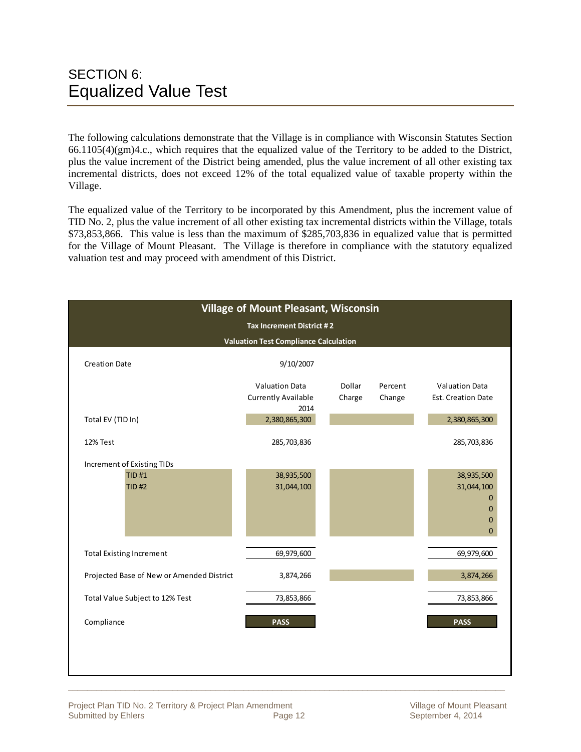# SECTION 6:
# Equalized Value Test

The following calculations demonstrate that the Village is in compliance with Wisconsin Statutes Section 66.1105(4)(gm)4.c., which requires that the equalized value of the Territory to be added to the District, plus the value increment of the District being amended, plus the value increment of all other existing tax incremental districts, does not exceed 12% of the total equalized value of taxable property within the Village.

The equalized value of the Territory to be incorporated by this Amendment, plus the increment value of TID No. 2, plus the value increment of all other existing tax incremental districts within the Village, totals $73,853,866. This value is less than the maximum of $285,703,836 in equalized value that is permitted for the Village of Mount Pleasant. The Village is therefore in compliance with the statutory equalized valuation test and may proceed with amendment of this District.

**Village of Mount Pleasant, Wisconsin**

**Tax Increment District # 2**

**Valuation Test Compliance Calculation**

| | Valuation Data Currently Available 2014 | Dollar Charge | Percent Change | Valuation Data Est. Creation Date |
|---|---|---|---|---|
| Creation Date | 9/10/2007 | | | |
| Total EV (TID In) | 2,380,865,300 | | | 2,380,865,300 |
| 12% Test | 285,703,836 | | | 285,703,836 |
| Increment of Existing TIDs | | | | |
| TID #1 | 38,935,500 | | | 38,935,500 |
| TID #2 | 31,044,100 | | | 31,044,100 |
| | | | | 0 |
| | | | | 0 |
| | | | | 0 |
| | | | | 0 |
| Total Existing Increment | 69,979,600 | | | 69,979,600 |
| Projected Base of New or Amended District | 3,874,266 | | | 3,874,266 |
| Total Value Subject to 12% Test | 73,853,866 | | | 73,853,866 |
| Compliance | **PASS** | | | **PASS** |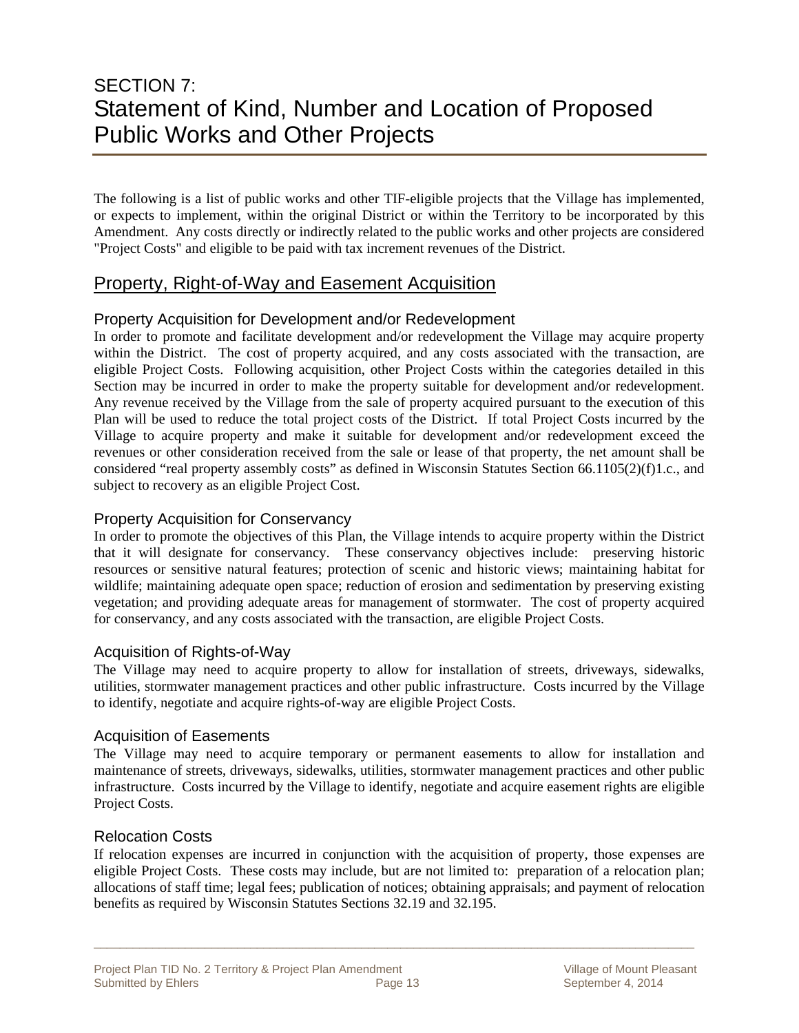# SECTION 7:
# Statement of Kind, Number and Location of Proposed Public Works and Other Projects

The following is a list of public works and other TIF-eligible projects that the Village has implemented, or expects to implement, within the original District or within the Territory to be incorporated by this Amendment. Any costs directly or indirectly related to the public works and other projects are considered "Project Costs" and eligible to be paid with tax increment revenues of the District.

## Property, Right-of-Way and Easement Acquisition

### Property Acquisition for Development and/or Redevelopment

In order to promote and facilitate development and/or redevelopment the Village may acquire property within the District. The cost of property acquired, and any costs associated with the transaction, are eligible Project Costs. Following acquisition, other Project Costs within the categories detailed in this Section may be incurred in order to make the property suitable for development and/or redevelopment. Any revenue received by the Village from the sale of property acquired pursuant to the execution of this Plan will be used to reduce the total project costs of the District. If total Project Costs incurred by the Village to acquire property and make it suitable for development and/or redevelopment exceed the revenues or other consideration received from the sale or lease of that property, the net amount shall be considered "real property assembly costs" as defined in Wisconsin Statutes Section 66.1105(2)(f)1.c., and subject to recovery as an eligible Project Cost.

### Property Acquisition for Conservancy

In order to promote the objectives of this Plan, the Village intends to acquire property within the District that it will designate for conservancy. These conservancy objectives include: preserving historic resources or sensitive natural features; protection of scenic and historic views; maintaining habitat for wildlife; maintaining adequate open space; reduction of erosion and sedimentation by preserving existing vegetation; and providing adequate areas for management of stormwater. The cost of property acquired for conservancy, and any costs associated with the transaction, are eligible Project Costs.

### Acquisition of Rights-of-Way

The Village may need to acquire property to allow for installation of streets, driveways, sidewalks, utilities, stormwater management practices and other public infrastructure. Costs incurred by the Village to identify, negotiate and acquire rights-of-way are eligible Project Costs.

### Acquisition of Easements

The Village may need to acquire temporary or permanent easements to allow for installation and maintenance of streets, driveways, sidewalks, utilities, stormwater management practices and other public infrastructure. Costs incurred by the Village to identify, negotiate and acquire easement rights are eligible Project Costs.

### Relocation Costs

If relocation expenses are incurred in conjunction with the acquisition of property, those expenses are eligible Project Costs. These costs may include, but are not limited to: preparation of a relocation plan; allocations of staff time; legal fees; publication of notices; obtaining appraisals; and payment of relocation benefits as required by Wisconsin Statutes Sections 32.19 and 32.195.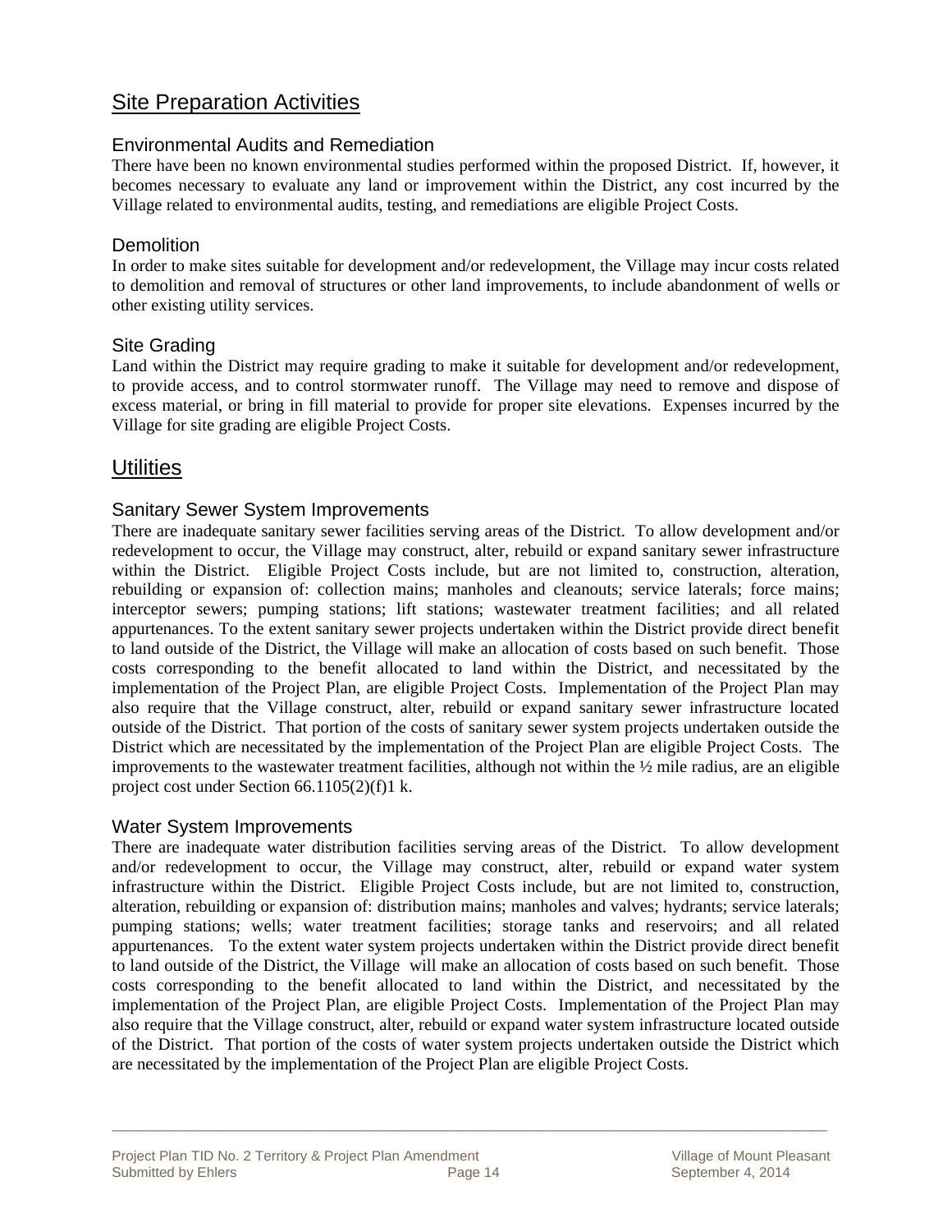## Site Preparation Activities

### Environmental Audits and Remediation

There have been no known environmental studies performed within the proposed District. If, however, it becomes necessary to evaluate any land or improvement within the District, any cost incurred by the Village related to environmental audits, testing, and remediations are eligible Project Costs.

### Demolition

In order to make sites suitable for development and/or redevelopment, the Village may incur costs related to demolition and removal of structures or other land improvements, to include abandonment of wells or other existing utility services.

### Site Grading

Land within the District may require grading to make it suitable for development and/or redevelopment, to provide access, and to control stormwater runoff. The Village may need to remove and dispose of excess material, or bring in fill material to provide for proper site elevations. Expenses incurred by the Village for site grading are eligible Project Costs.

## Utilities

### Sanitary Sewer System Improvements

There are inadequate sanitary sewer facilities serving areas of the District. To allow development and/or redevelopment to occur, the Village may construct, alter, rebuild or expand sanitary sewer infrastructure within the District. Eligible Project Costs include, but are not limited to, construction, alteration, rebuilding or expansion of: collection mains; manholes and cleanouts; service laterals; force mains; interceptor sewers; pumping stations; lift stations; wastewater treatment facilities; and all related appurtenances. To the extent sanitary sewer projects undertaken within the District provide direct benefit to land outside of the District, the Village will make an allocation of costs based on such benefit. Those costs corresponding to the benefit allocated to land within the District, and necessitated by the implementation of the Project Plan, are eligible Project Costs. Implementation of the Project Plan may also require that the Village construct, alter, rebuild or expand sanitary sewer infrastructure located outside of the District. That portion of the costs of sanitary sewer system projects undertaken outside the District which are necessitated by the implementation of the Project Plan are eligible Project Costs. The improvements to the wastewater treatment facilities, although not within the ½ mile radius, are an eligible project cost under Section 66.1105(2)(f)1 k.

### Water System Improvements

There are inadequate water distribution facilities serving areas of the District. To allow development and/or redevelopment to occur, the Village may construct, alter, rebuild or expand water system infrastructure within the District. Eligible Project Costs include, but are not limited to, construction, alteration, rebuilding or expansion of: distribution mains; manholes and valves; hydrants; service laterals; pumping stations; wells; water treatment facilities; storage tanks and reservoirs; and all related appurtenances. To the extent water system projects undertaken within the District provide direct benefit to land outside of the District, the Village will make an allocation of costs based on such benefit. Those costs corresponding to the benefit allocated to land within the District, and necessitated by the implementation of the Project Plan, are eligible Project Costs. Implementation of the Project Plan may also require that the Village construct, alter, rebuild or expand water system infrastructure located outside of the District. That portion of the costs of water system projects undertaken outside the District which are necessitated by the implementation of the Project Plan are eligible Project Costs.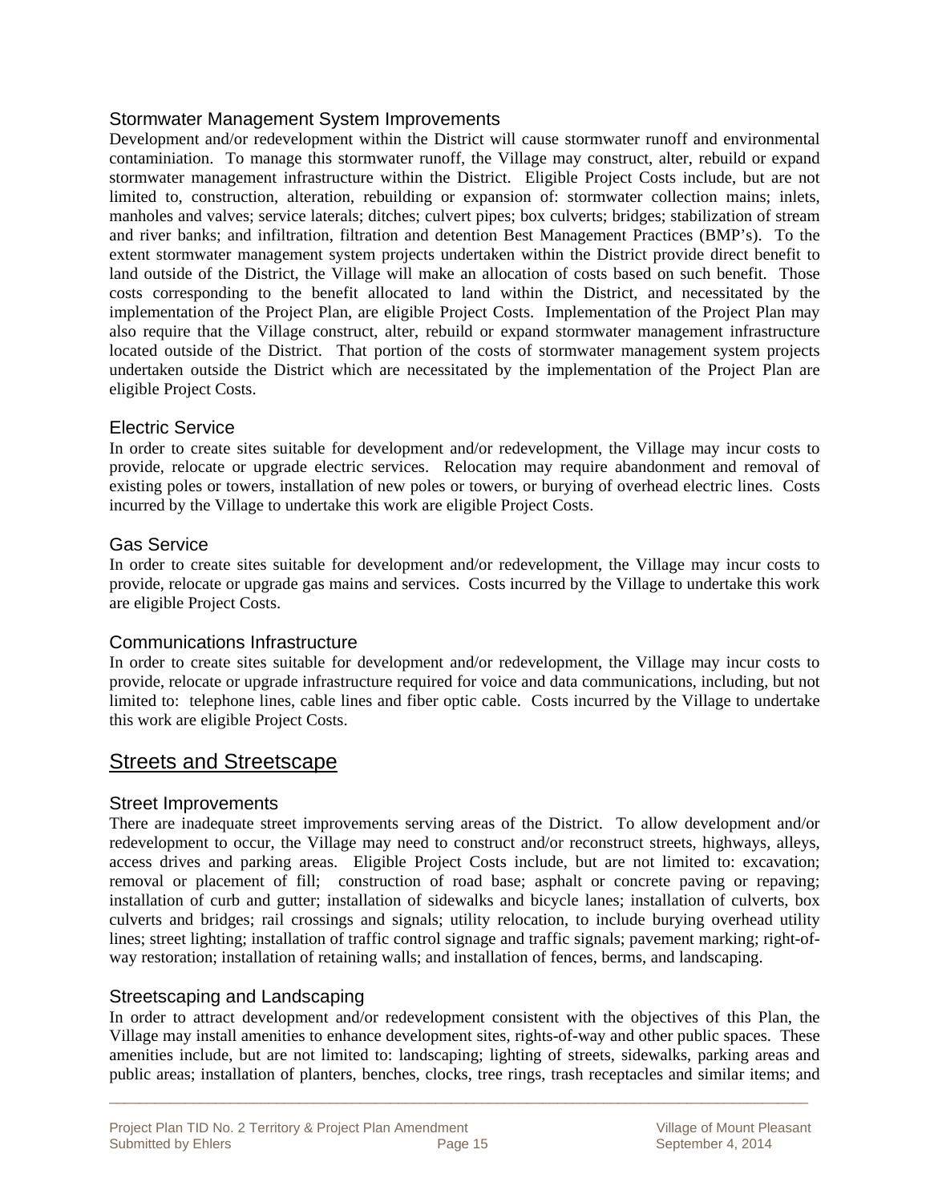### Stormwater Management System Improvements

Development and/or redevelopment within the District will cause stormwater runoff and environmental contaminiation. To manage this stormwater runoff, the Village may construct, alter, rebuild or expand stormwater management infrastructure within the District. Eligible Project Costs include, but are not limited to, construction, alteration, rebuilding or expansion of: stormwater collection mains; inlets, manholes and valves; service laterals; ditches; culvert pipes; box culverts; bridges; stabilization of stream and river banks; and infiltration, filtration and detention Best Management Practices (BMP's). To the extent stormwater management system projects undertaken within the District provide direct benefit to land outside of the District, the Village will make an allocation of costs based on such benefit. Those costs corresponding to the benefit allocated to land within the District, and necessitated by the implementation of the Project Plan, are eligible Project Costs. Implementation of the Project Plan may also require that the Village construct, alter, rebuild or expand stormwater management infrastructure located outside of the District. That portion of the costs of stormwater management system projects undertaken outside the District which are necessitated by the implementation of the Project Plan are eligible Project Costs.

### Electric Service

In order to create sites suitable for development and/or redevelopment, the Village may incur costs to provide, relocate or upgrade electric services. Relocation may require abandonment and removal of existing poles or towers, installation of new poles or towers, or burying of overhead electric lines. Costs incurred by the Village to undertake this work are eligible Project Costs.

### Gas Service

In order to create sites suitable for development and/or redevelopment, the Village may incur costs to provide, relocate or upgrade gas mains and services. Costs incurred by the Village to undertake this work are eligible Project Costs.

### Communications Infrastructure

In order to create sites suitable for development and/or redevelopment, the Village may incur costs to provide, relocate or upgrade infrastructure required for voice and data communications, including, but not limited to: telephone lines, cable lines and fiber optic cable. Costs incurred by the Village to undertake this work are eligible Project Costs.

## Streets and Streetscape

### Street Improvements

There are inadequate street improvements serving areas of the District. To allow development and/or redevelopment to occur, the Village may need to construct and/or reconstruct streets, highways, alleys, access drives and parking areas. Eligible Project Costs include, but are not limited to: excavation; removal or placement of fill; construction of road base; asphalt or concrete paving or repaving; installation of curb and gutter; installation of sidewalks and bicycle lanes; installation of culverts, box culverts and bridges; rail crossings and signals; utility relocation, to include burying overhead utility lines; street lighting; installation of traffic control signage and traffic signals; pavement marking; right-of-way restoration; installation of retaining walls; and installation of fences, berms, and landscaping.

### Streetscaping and Landscaping

In order to attract development and/or redevelopment consistent with the objectives of this Plan, the Village may install amenities to enhance development sites, rights-of-way and other public spaces. These amenities include, but are not limited to: landscaping; lighting of streets, sidewalks, parking areas and public areas; installation of planters, benches, clocks, tree rings, trash receptacles and similar items; and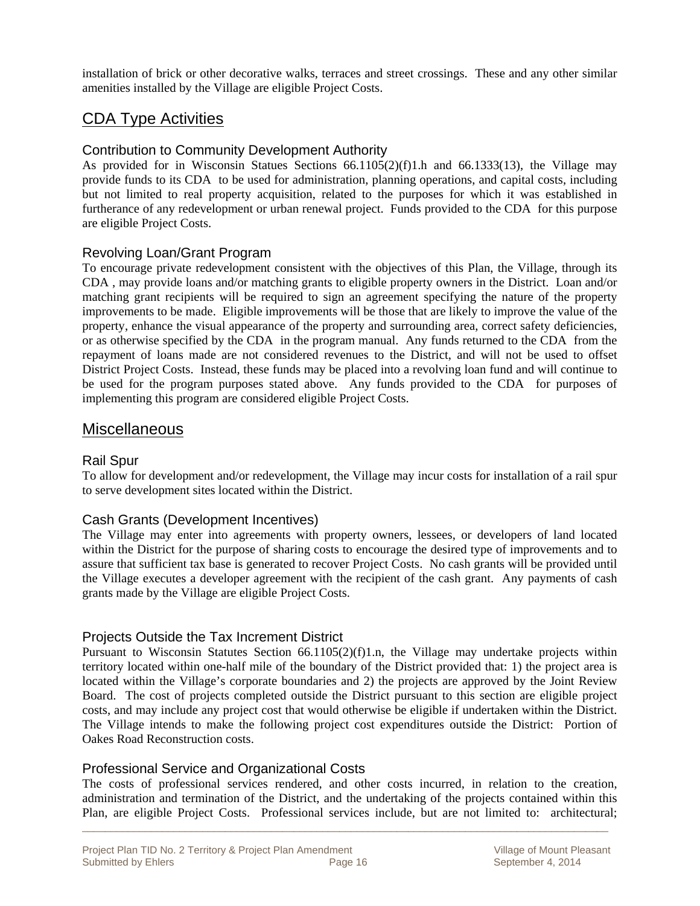installation of brick or other decorative walks, terraces and street crossings. These and any other similar amenities installed by the Village are eligible Project Costs.

## CDA Type Activities

### Contribution to Community Development Authority

As provided for in Wisconsin Statues Sections 66.1105(2)(f)1.h and 66.1333(13), the Village may provide funds to its CDA to be used for administration, planning operations, and capital costs, including but not limited to real property acquisition, related to the purposes for which it was established in furtherance of any redevelopment or urban renewal project. Funds provided to the CDA for this purpose are eligible Project Costs.

### Revolving Loan/Grant Program

To encourage private redevelopment consistent with the objectives of this Plan, the Village, through its CDA , may provide loans and/or matching grants to eligible property owners in the District. Loan and/or matching grant recipients will be required to sign an agreement specifying the nature of the property improvements to be made. Eligible improvements will be those that are likely to improve the value of the property, enhance the visual appearance of the property and surrounding area, correct safety deficiencies, or as otherwise specified by the CDA in the program manual. Any funds returned to the CDA from the repayment of loans made are not considered revenues to the District, and will not be used to offset District Project Costs. Instead, these funds may be placed into a revolving loan fund and will continue to be used for the program purposes stated above. Any funds provided to the CDA for purposes of implementing this program are considered eligible Project Costs.

## Miscellaneous

### Rail Spur

To allow for development and/or redevelopment, the Village may incur costs for installation of a rail spur to serve development sites located within the District.

### Cash Grants (Development Incentives)

The Village may enter into agreements with property owners, lessees, or developers of land located within the District for the purpose of sharing costs to encourage the desired type of improvements and to assure that sufficient tax base is generated to recover Project Costs. No cash grants will be provided until the Village executes a developer agreement with the recipient of the cash grant. Any payments of cash grants made by the Village are eligible Project Costs.

### Projects Outside the Tax Increment District

Pursuant to Wisconsin Statutes Section 66.1105(2)(f)1.n, the Village may undertake projects within territory located within one-half mile of the boundary of the District provided that: 1) the project area is located within the Village's corporate boundaries and 2) the projects are approved by the Joint Review Board. The cost of projects completed outside the District pursuant to this section are eligible project costs, and may include any project cost that would otherwise be eligible if undertaken within the District. The Village intends to make the following project cost expenditures outside the District: Portion of Oakes Road Reconstruction costs.

### Professional Service and Organizational Costs

The costs of professional services rendered, and other costs incurred, in relation to the creation, administration and termination of the District, and the undertaking of the projects contained within this Plan, are eligible Project Costs. Professional services include, but are not limited to: architectural;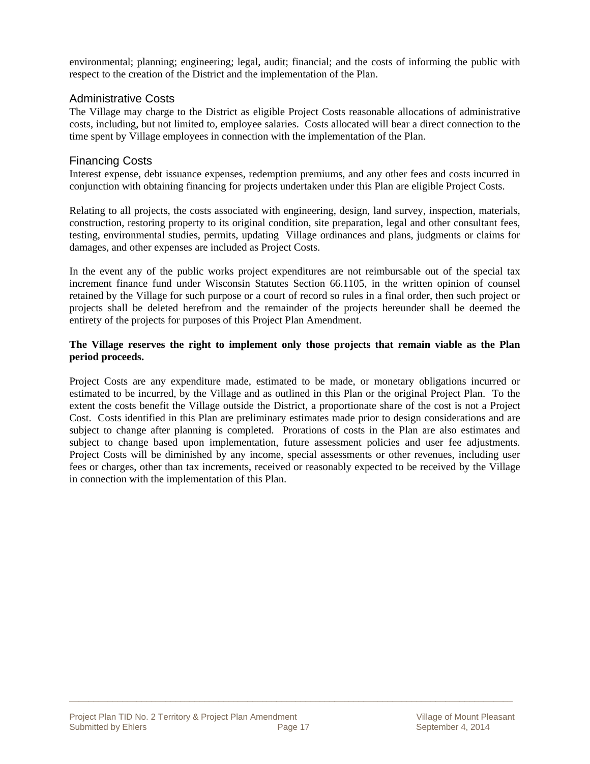environmental; planning; engineering; legal, audit; financial; and the costs of informing the public with respect to the creation of the District and the implementation of the Plan.

### Administrative Costs

The Village may charge to the District as eligible Project Costs reasonable allocations of administrative costs, including, but not limited to, employee salaries. Costs allocated will bear a direct connection to the time spent by Village employees in connection with the implementation of the Plan.

### Financing Costs

Interest expense, debt issuance expenses, redemption premiums, and any other fees and costs incurred in conjunction with obtaining financing for projects undertaken under this Plan are eligible Project Costs.

Relating to all projects, the costs associated with engineering, design, land survey, inspection, materials, construction, restoring property to its original condition, site preparation, legal and other consultant fees, testing, environmental studies, permits, updating Village ordinances and plans, judgments or claims for damages, and other expenses are included as Project Costs.

In the event any of the public works project expenditures are not reimbursable out of the special tax increment finance fund under Wisconsin Statutes Section 66.1105, in the written opinion of counsel retained by the Village for such purpose or a court of record so rules in a final order, then such project or projects shall be deleted herefrom and the remainder of the projects hereunder shall be deemed the entirety of the projects for purposes of this Project Plan Amendment.

**The Village reserves the right to implement only those projects that remain viable as the Plan period proceeds.**

Project Costs are any expenditure made, estimated to be made, or monetary obligations incurred or estimated to be incurred, by the Village and as outlined in this Plan or the original Project Plan. To the extent the costs benefit the Village outside the District, a proportionate share of the cost is not a Project Cost. Costs identified in this Plan are preliminary estimates made prior to design considerations and are subject to change after planning is completed. Prorations of costs in the Plan are also estimates and subject to change based upon implementation, future assessment policies and user fee adjustments. Project Costs will be diminished by any income, special assessments or other revenues, including user fees or charges, other than tax increments, received or reasonably expected to be received by the Village in connection with the implementation of this Plan.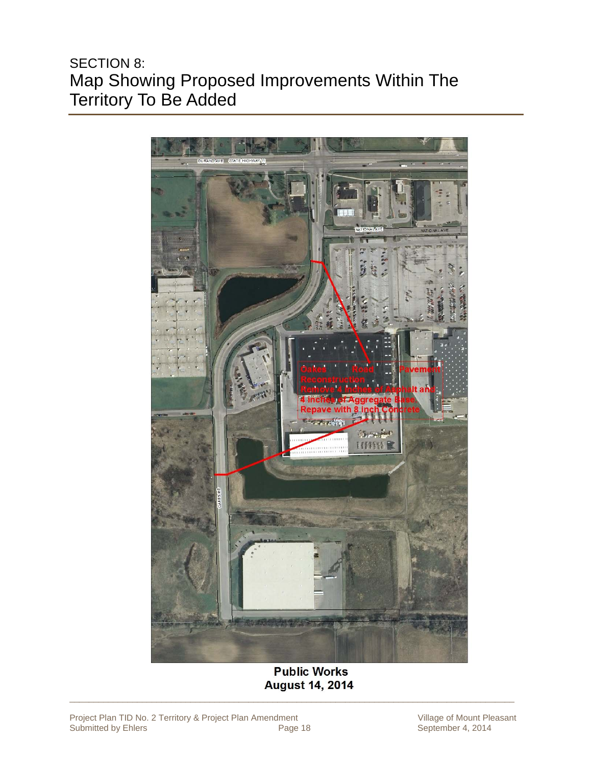# SECTION 8:
# Map Showing Proposed Improvements Within The Territory To Be Added

DURAND AVE STATE HIGHWAY 11

NATIONAL AVE

NATIONAL AVE

Oakes Road Pavement Reconstruction
Remove 4 inches of Asphalt and 4 inches of Aggregate Base.
Repave with 8 inch Concrete

OAKES RD

**Public Works**
**August 14, 2014**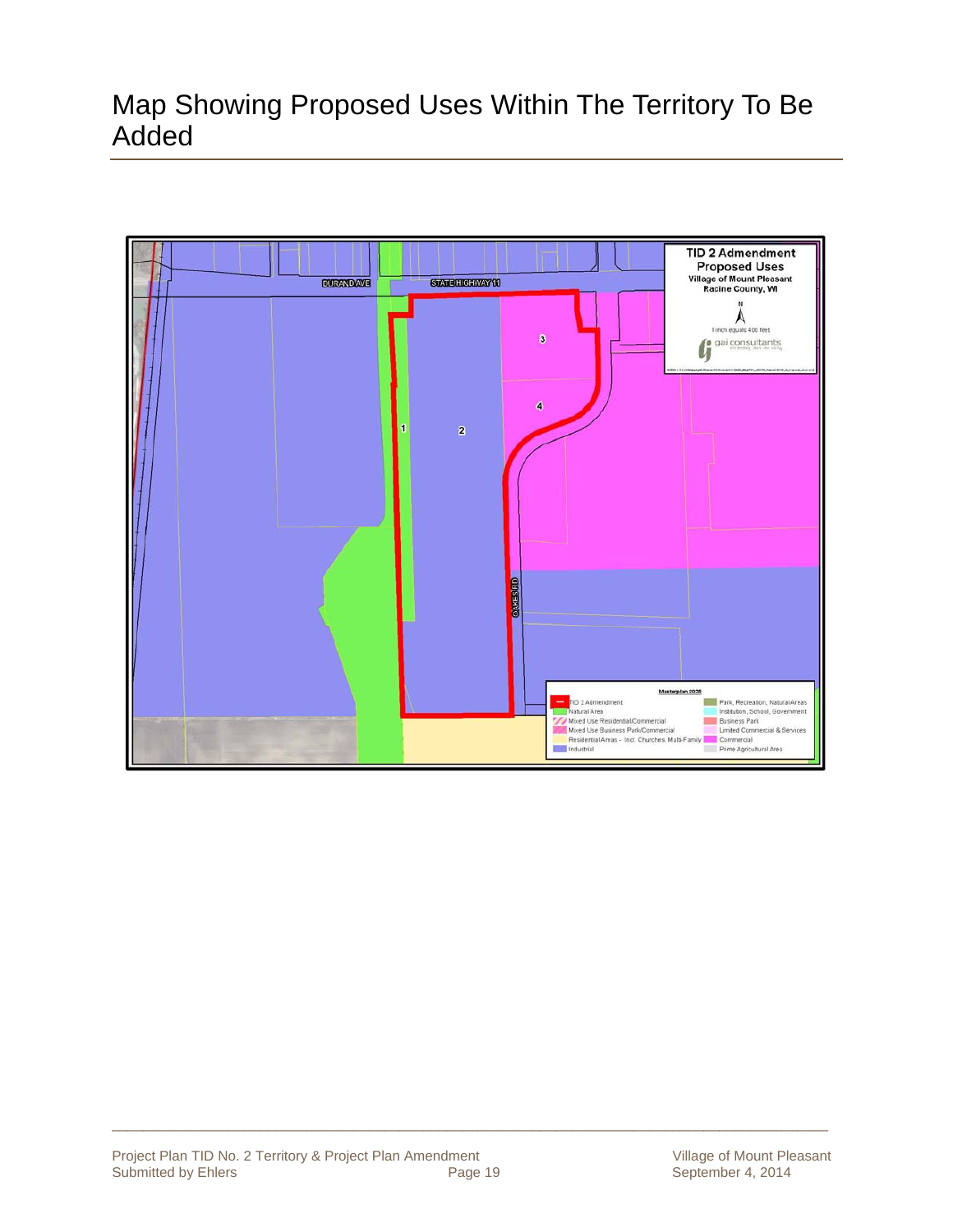# Map Showing Proposed Uses Within The Territory To Be Added

**TID 2 Admendment**
**Proposed Uses**
**Village of Mount Pleasant**
**Racine County, WI**

N

1 inch equals 400 feet

gai consultants

DURAND AVE

STATE HIGHWAY 11

OAKES RD

1

2

3

4

**Masterplan 2035**

- TID 2 Admendment
- Natural Area
- Mixed Use Residential/Commercial
- Mixed Use Business Park/Commercial
- Residential Areas - Incl. Churches, Multi-Family
- Industrial
- Park, Recreation, Natural Areas
- Institution, School, Government
- Business Park
- Limited Commercial & Services
- Commercial
- Prime Agricultural Area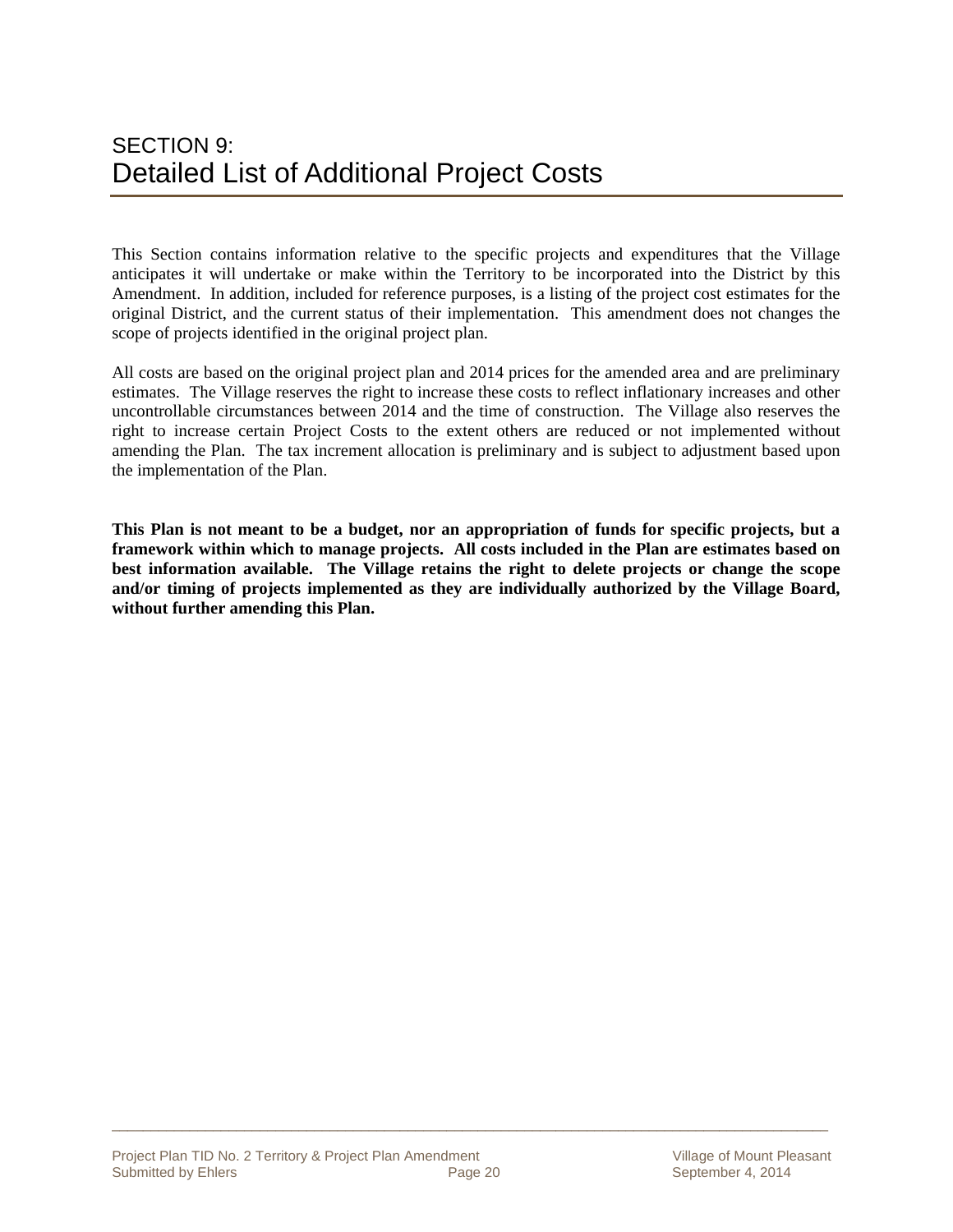# SECTION 9:
# Detailed List of Additional Project Costs

This Section contains information relative to the specific projects and expenditures that the Village anticipates it will undertake or make within the Territory to be incorporated into the District by this Amendment. In addition, included for reference purposes, is a listing of the project cost estimates for the original District, and the current status of their implementation. This amendment does not changes the scope of projects identified in the original project plan.

All costs are based on the original project plan and 2014 prices for the amended area and are preliminary estimates. The Village reserves the right to increase these costs to reflect inflationary increases and other uncontrollable circumstances between 2014 and the time of construction. The Village also reserves the right to increase certain Project Costs to the extent others are reduced or not implemented without amending the Plan. The tax increment allocation is preliminary and is subject to adjustment based upon the implementation of the Plan.

**This Plan is not meant to be a budget, nor an appropriation of funds for specific projects, but a framework within which to manage projects. All costs included in the Plan are estimates based on best information available. The Village retains the right to delete projects or change the scope and/or timing of projects implemented as they are individually authorized by the Village Board, without further amending this Plan.**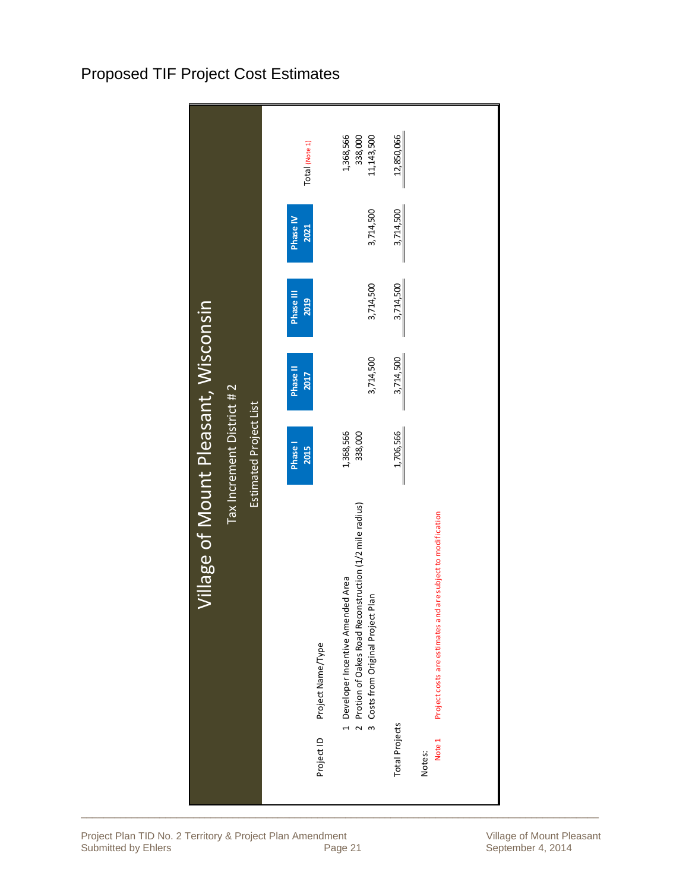# Proposed TIF Project Cost Estimates

**Village of Mount Pleasant, Wisconsin**

Tax Increment District # 2

Estimated Project List

| Project ID | Project Name/Type | Phase I 2015 | Phase II 2017 | Phase III 2019 | Phase IV 2021 | Total (Note 1) |
|---|---|---|---|---|---|---|
| 1 | Developer Incentive Amended Area | 1,368,566 | | | | 1,368,566 |
| 2 | Protion of Oakes Road Reconstruction (1/2 mile radius) | 338,000 | | | | 338,000 |
| 3 | Costs from Original Project Plan | | 3,714,500 | 3,714,500 | 3,714,500 | 11,143,500 |
| Total Projects | | 1,706,566 | 3,714,500 | 3,714,500 | 3,714,500 | 12,850,066 |

Notes:

Note 1 Project costs are estimates and are subject to modification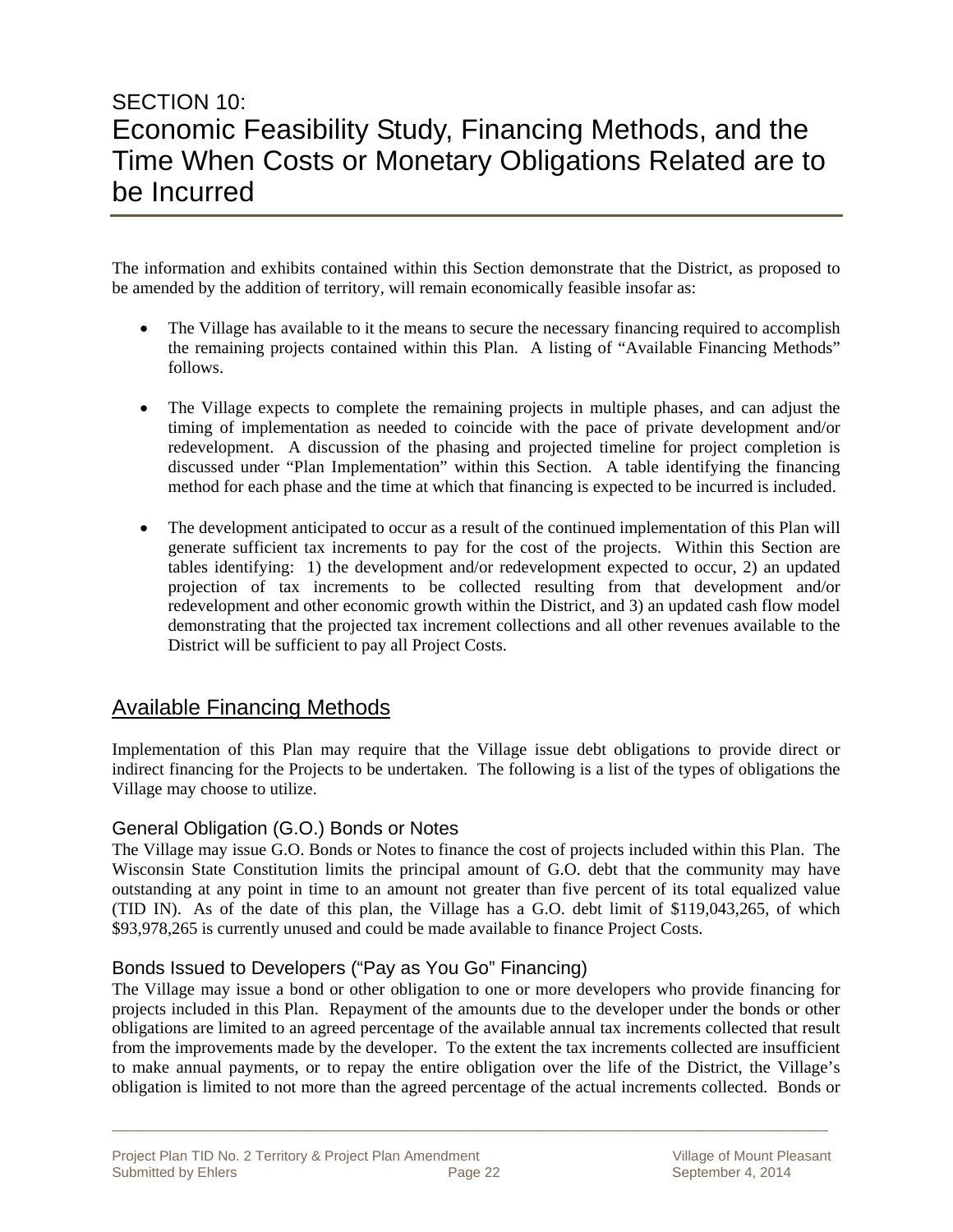# SECTION 10:
# Economic Feasibility Study, Financing Methods, and the Time When Costs or Monetary Obligations Related are to be Incurred

The information and exhibits contained within this Section demonstrate that the District, as proposed to be amended by the addition of territory, will remain economically feasible insofar as:

- The Village has available to it the means to secure the necessary financing required to accomplish the remaining projects contained within this Plan. A listing of "Available Financing Methods" follows.

- The Village expects to complete the remaining projects in multiple phases, and can adjust the timing of implementation as needed to coincide with the pace of private development and/or redevelopment. A discussion of the phasing and projected timeline for project completion is discussed under "Plan Implementation" within this Section. A table identifying the financing method for each phase and the time at which that financing is expected to be incurred is included.

- The development anticipated to occur as a result of the continued implementation of this Plan will generate sufficient tax increments to pay for the cost of the projects. Within this Section are tables identifying: 1) the development and/or redevelopment expected to occur, 2) an updated projection of tax increments to be collected resulting from that development and/or redevelopment and other economic growth within the District, and 3) an updated cash flow model demonstrating that the projected tax increment collections and all other revenues available to the District will be sufficient to pay all Project Costs.

## Available Financing Methods

Implementation of this Plan may require that the Village issue debt obligations to provide direct or indirect financing for the Projects to be undertaken. The following is a list of the types of obligations the Village may choose to utilize.

### General Obligation (G.O.) Bonds or Notes

The Village may issue G.O. Bonds or Notes to finance the cost of projects included within this Plan. The Wisconsin State Constitution limits the principal amount of G.O. debt that the community may have outstanding at any point in time to an amount not greater than five percent of its total equalized value (TID IN). As of the date of this plan, the Village has a G.O. debt limit of $119,043,265, of which $93,978,265 is currently unused and could be made available to finance Project Costs.

### Bonds Issued to Developers ("Pay as You Go" Financing)

The Village may issue a bond or other obligation to one or more developers who provide financing for projects included in this Plan. Repayment of the amounts due to the developer under the bonds or other obligations are limited to an agreed percentage of the available annual tax increments collected that result from the improvements made by the developer. To the extent the tax increments collected are insufficient to make annual payments, or to repay the entire obligation over the life of the District, the Village's obligation is limited to not more than the agreed percentage of the actual increments collected. Bonds or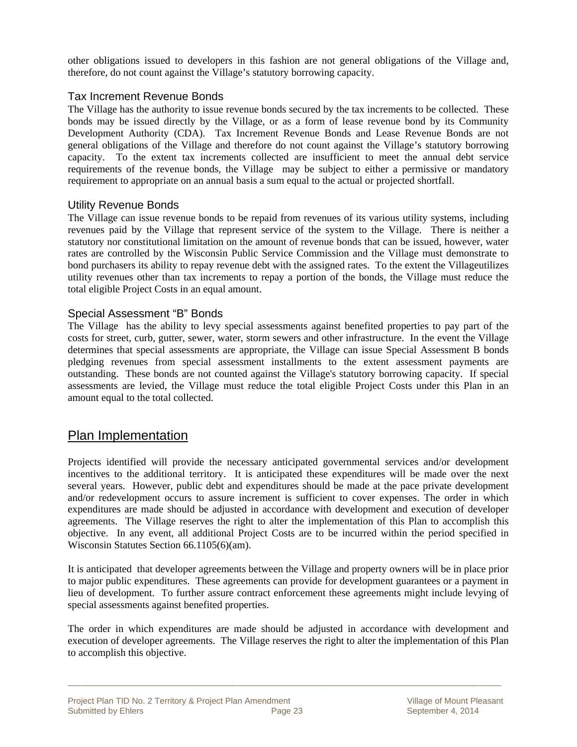other obligations issued to developers in this fashion are not general obligations of the Village and, therefore, do not count against the Village's statutory borrowing capacity.

### Tax Increment Revenue Bonds

The Village has the authority to issue revenue bonds secured by the tax increments to be collected. These bonds may be issued directly by the Village, or as a form of lease revenue bond by its Community Development Authority (CDA). Tax Increment Revenue Bonds and Lease Revenue Bonds are not general obligations of the Village and therefore do not count against the Village's statutory borrowing capacity. To the extent tax increments collected are insufficient to meet the annual debt service requirements of the revenue bonds, the Village may be subject to either a permissive or mandatory requirement to appropriate on an annual basis a sum equal to the actual or projected shortfall.

### Utility Revenue Bonds

The Village can issue revenue bonds to be repaid from revenues of its various utility systems, including revenues paid by the Village that represent service of the system to the Village. There is neither a statutory nor constitutional limitation on the amount of revenue bonds that can be issued, however, water rates are controlled by the Wisconsin Public Service Commission and the Village must demonstrate to bond purchasers its ability to repay revenue debt with the assigned rates. To the extent the Villageutilizes utility revenues other than tax increments to repay a portion of the bonds, the Village must reduce the total eligible Project Costs in an equal amount.

### Special Assessment "B" Bonds

The Village has the ability to levy special assessments against benefited properties to pay part of the costs for street, curb, gutter, sewer, water, storm sewers and other infrastructure. In the event the Village determines that special assessments are appropriate, the Village can issue Special Assessment B bonds pledging revenues from special assessment installments to the extent assessment payments are outstanding. These bonds are not counted against the Village's statutory borrowing capacity. If special assessments are levied, the Village must reduce the total eligible Project Costs under this Plan in an amount equal to the total collected.

## Plan Implementation

Projects identified will provide the necessary anticipated governmental services and/or development incentives to the additional territory. It is anticipated these expenditures will be made over the next several years. However, public debt and expenditures should be made at the pace private development and/or redevelopment occurs to assure increment is sufficient to cover expenses. The order in which expenditures are made should be adjusted in accordance with development and execution of developer agreements. The Village reserves the right to alter the implementation of this Plan to accomplish this objective. In any event, all additional Project Costs are to be incurred within the period specified in Wisconsin Statutes Section 66.1105(6)(am).

It is anticipated that developer agreements between the Village and property owners will be in place prior to major public expenditures. These agreements can provide for development guarantees or a payment in lieu of development. To further assure contract enforcement these agreements might include levying of special assessments against benefited properties.

The order in which expenditures are made should be adjusted in accordance with development and execution of developer agreements. The Village reserves the right to alter the implementation of this Plan to accomplish this objective.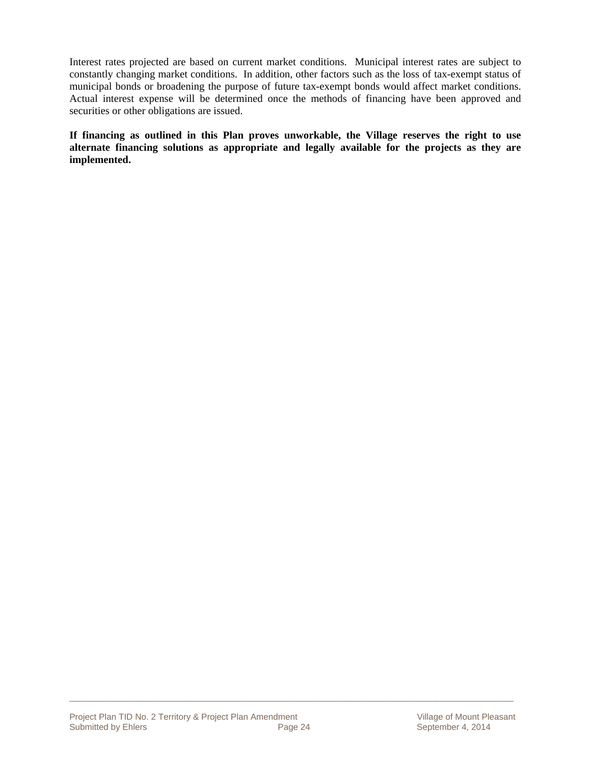Interest rates projected are based on current market conditions. Municipal interest rates are subject to constantly changing market conditions. In addition, other factors such as the loss of tax-exempt status of municipal bonds or broadening the purpose of future tax-exempt bonds would affect market conditions. Actual interest expense will be determined once the methods of financing have been approved and securities or other obligations are issued.

**If financing as outlined in this Plan proves unworkable, the Village reserves the right to use alternate financing solutions as appropriate and legally available for the projects as they are implemented.**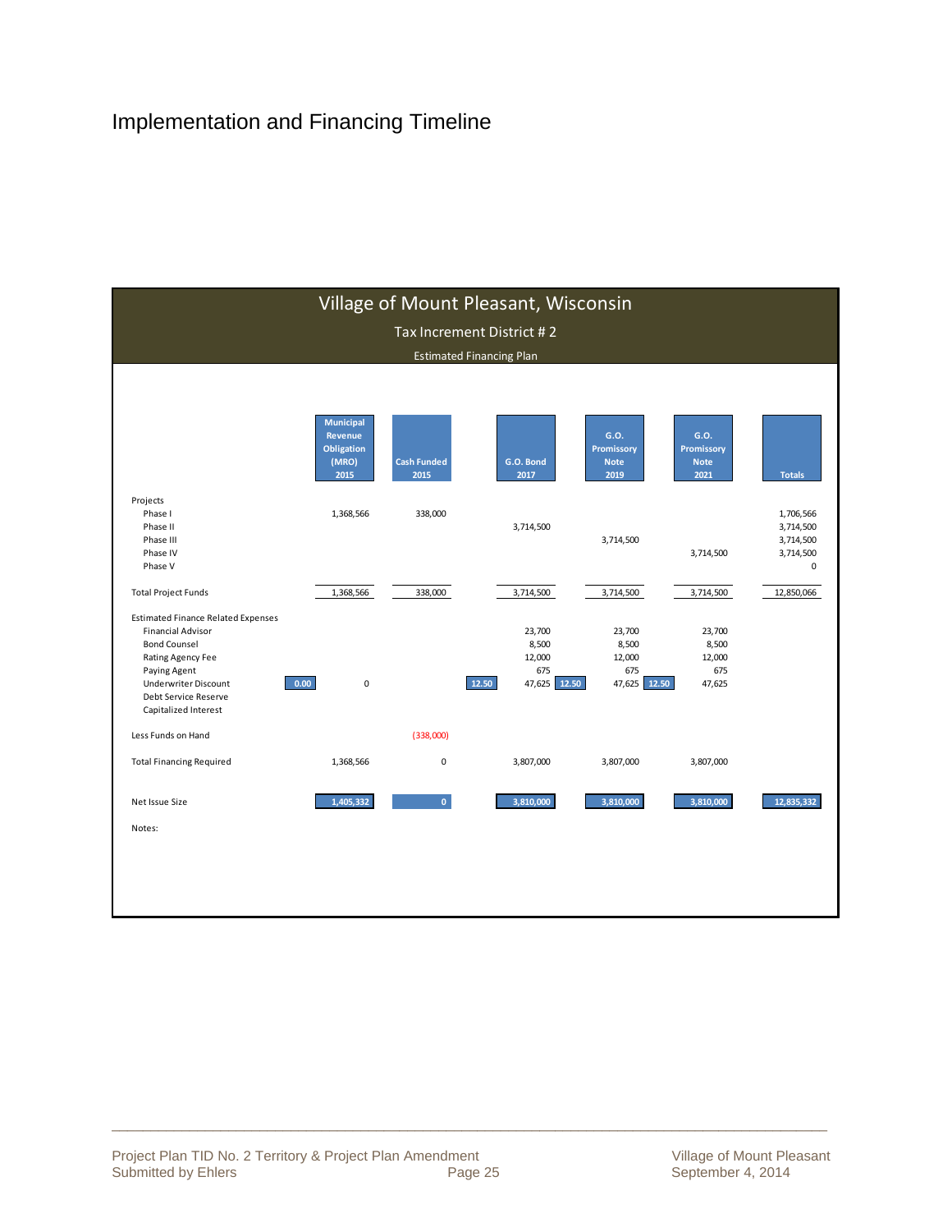# Implementation and Financing Timeline

## Village of Mount Pleasant, Wisconsin

### Tax Increment District # 2

#### Estimated Financing Plan

| | | Municipal Revenue Obligation (MRO) 2015 | Cash Funded 2015 | | G.O. Bond 2017 | | G.O. Promissory Note 2019 | | G.O. Promissory Note 2021 | Totals |
|---|---|---|---|---|---|---|---|---|---|---|
| **Projects** | | | | | | | | | | |
| Phase I | | 1,368,566 | 338,000 | | | | | | | 1,706,566 |
| Phase II | | | | | 3,714,500 | | | | | 3,714,500 |
| Phase III | | | | | | | 3,714,500 | | | 3,714,500 |
| Phase IV | | | | | | | | | 3,714,500 | 3,714,500 |
| Phase V | | | | | | | | | | 0 |
| **Total Project Funds** | | 1,368,566 | 338,000 | | 3,714,500 | | 3,714,500 | | 3,714,500 | 12,850,066 |
| **Estimated Finance Related Expenses** | | | | | | | | | | |
| Financial Advisor | | | | | 23,700 | | 23,700 | | 23,700 | |
| Bond Counsel | | | | | 8,500 | | 8,500 | | 8,500 | |
| Rating Agency Fee | | | | | 12,000 | | 12,000 | | 12,000 | |
| Paying Agent | | | | | 675 | | 675 | | 675 | |
| Underwriter Discount | 0.00 | 0 | | 12.50 | 47,625 | 12.50 | 47,625 | 12.50 | 47,625 | |
| Debt Service Reserve | | | | | | | | | | |
| Capitalized Interest | | | | | | | | | | |
| Less Funds on Hand | | | (338,000) | | | | | | | |
| **Total Financing Required** | | 1,368,566 | 0 | | 3,807,000 | | 3,807,000 | | 3,807,000 | |
| **Net Issue Size** | | 1,405,332 | 0 | | 3,810,000 | | 3,810,000 | | 3,810,000 | 12,835,332 |

Notes: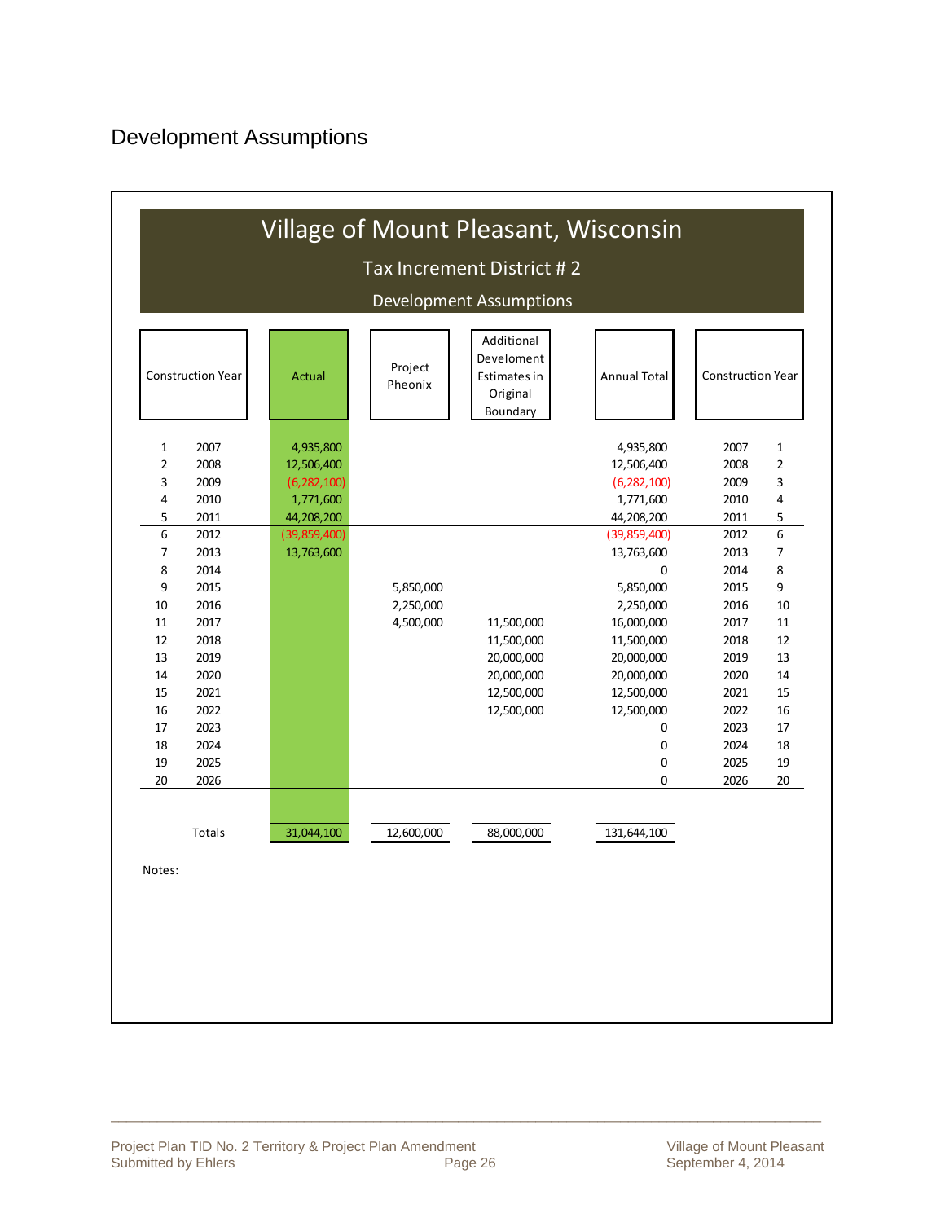## Development Assumptions

# Village of Mount Pleasant, Wisconsin

### Tax Increment District # 2

### Development Assumptions

| Construction Year | | Actual | Project Pheonix | Additional Develoment Estimates in Original Boundary | Annual Total | Construction Year | |
|---|---|---|---|---|---|---|---|
| 1 | 2007 | 4,935,800 | | | 4,935,800 | 2007 | 1 |
| 2 | 2008 | 12,506,400 | | | 12,506,400 | 2008 | 2 |
| 3 | 2009 | (6,282,100) | | | (6,282,100) | 2009 | 3 |
| 4 | 2010 | 1,771,600 | | | 1,771,600 | 2010 | 4 |
| 5 | 2011 | 44,208,200 | | | 44,208,200 | 2011 | 5 |
| 6 | 2012 | (39,859,400) | | | (39,859,400) | 2012 | 6 |
| 7 | 2013 | 13,763,600 | | | 13,763,600 | 2013 | 7 |
| 8 | 2014 | | | | 0 | 2014 | 8 |
| 9 | 2015 | | 5,850,000 | | 5,850,000 | 2015 | 9 |
| 10 | 2016 | | 2,250,000 | | 2,250,000 | 2016 | 10 |
| 11 | 2017 | | 4,500,000 | 11,500,000 | 16,000,000 | 2017 | 11 |
| 12 | 2018 | | | 11,500,000 | 11,500,000 | 2018 | 12 |
| 13 | 2019 | | | 20,000,000 | 20,000,000 | 2019 | 13 |
| 14 | 2020 | | | 20,000,000 | 20,000,000 | 2020 | 14 |
| 15 | 2021 | | | 12,500,000 | 12,500,000 | 2021 | 15 |
| 16 | 2022 | | | 12,500,000 | 12,500,000 | 2022 | 16 |
| 17 | 2023 | | | | 0 | 2023 | 17 |
| 18 | 2024 | | | | 0 | 2024 | 18 |
| 19 | 2025 | | | | 0 | 2025 | 19 |
| 20 | 2026 | | | | 0 | 2026 | 20 |
| | Totals | 31,044,100 | 12,600,000 | 88,000,000 | 131,644,100 | | |

Notes: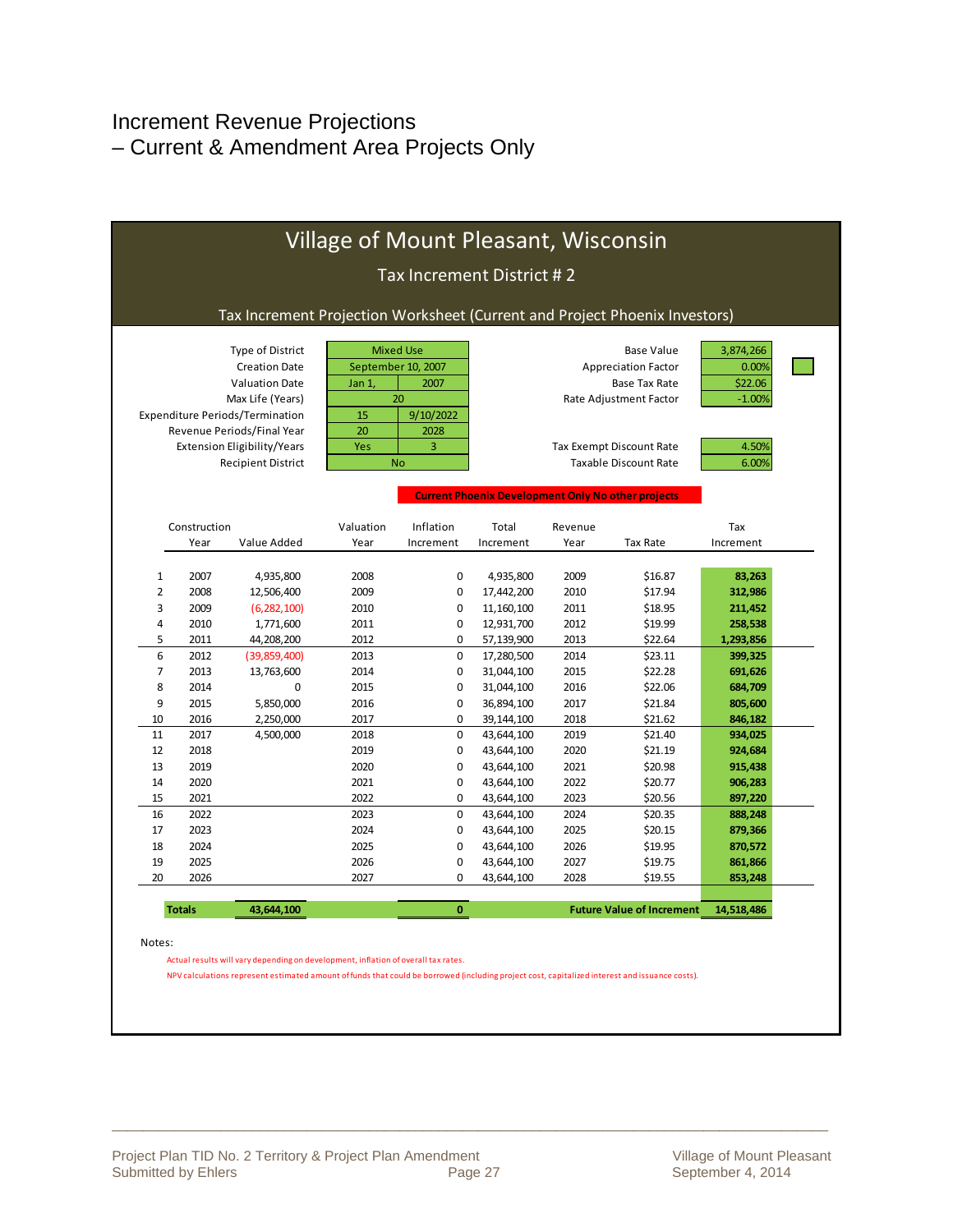# Increment Revenue Projections
# – Current & Amendment Area Projects Only

## Village of Mount Pleasant, Wisconsin

### Tax Increment District # 2

### Tax Increment Projection Worksheet (Current and Project Phoenix Investors)

| | | | | |
|---|---|---|---|---|
| Type of District | Mixed Use | | Base Value | 3,874,266 |
| Creation Date | September 10, 2007 | | Appreciation Factor | 0.00% |
| Valuation Date | Jan 1, | 2007 | Base Tax Rate | $22.06 |
| Max Life (Years) | 20 | | Rate Adjustment Factor | -1.00% |
| Expenditure Periods/Termination | 15 | 9/10/2022 | | |
| Revenue Periods/Final Year | 20 | 2028 | | |
| Extension Eligibility/Years | Yes | 3 | Tax Exempt Discount Rate | 4.50% |
| Recipient District | No | | Taxable Discount Rate | 6.00% |

**Current Phoenix Development Only No other projects**

| | Construction Year | Value Added | Valuation Year | Inflation Increment | Total Increment | Revenue Year | Tax Rate | Tax Increment |
|---|---|---|---|---|---|---|---|---|
| 1 | 2007 | 4,935,800 | 2008 | 0 | 4,935,800 | 2009 | $16.87 | 83,263 |
| 2 | 2008 | 12,506,400 | 2009 | 0 | 17,442,200 | 2010 | $17.94 | 312,986 |
| 3 | 2009 | (6,282,100) | 2010 | 0 | 11,160,100 | 2011 | $18.95 | 211,452 |
| 4 | 2010 | 1,771,600 | 2011 | 0 | 12,931,700 | 2012 | $19.99 | 258,538 |
| 5 | 2011 | 44,208,200 | 2012 | 0 | 57,139,900 | 2013 | $22.64 | 1,293,856 |
| 6 | 2012 | (39,859,400) | 2013 | 0 | 17,280,500 | 2014 | $23.11 | 399,325 |
| 7 | 2013 | 13,763,600 | 2014 | 0 | 31,044,100 | 2015 | $22.28 | 691,626 |
| 8 | 2014 | 0 | 2015 | 0 | 31,044,100 | 2016 | $22.06 | 684,709 |
| 9 | 2015 | 5,850,000 | 2016 | 0 | 36,894,100 | 2017 | $21.84 | 805,600 |
| 10 | 2016 | 2,250,000 | 2017 | 0 | 39,144,100 | 2018 | $21.62 | 846,182 |
| 11 | 2017 | 4,500,000 | 2018 | 0 | 43,644,100 | 2019 | $21.40 | 934,025 |
| 12 | 2018 | | 2019 | 0 | 43,644,100 | 2020 | $21.19 | 924,684 |
| 13 | 2019 | | 2020 | 0 | 43,644,100 | 2021 | $20.98 | 915,438 |
| 14 | 2020 | | 2021 | 0 | 43,644,100 | 2022 | $20.77 | 906,283 |
| 15 | 2021 | | 2022 | 0 | 43,644,100 | 2023 | $20.56 | 897,220 |
| 16 | 2022 | | 2023 | 0 | 43,644,100 | 2024 | $20.35 | 888,248 |
| 17 | 2023 | | 2024 | 0 | 43,644,100 | 2025 | $20.15 | 879,366 |
| 18 | 2024 | | 2025 | 0 | 43,644,100 | 2026 | $19.95 | 870,572 |
| 19 | 2025 | | 2026 | 0 | 43,644,100 | 2027 | $19.75 | 861,866 |
| 20 | 2026 | | 2027 | 0 | 43,644,100 | 2028 | $19.55 | 853,248 |
| **Totals** | | **43,644,100** | | **0** | | | **Future Value of Increment** | **14,518,486** |

Notes:

Actual results will vary depending on development, inflation of overall tax rates.

NPV calculations represent estimated amount of funds that could be borrowed (including project cost, capitalized interest and issuance costs).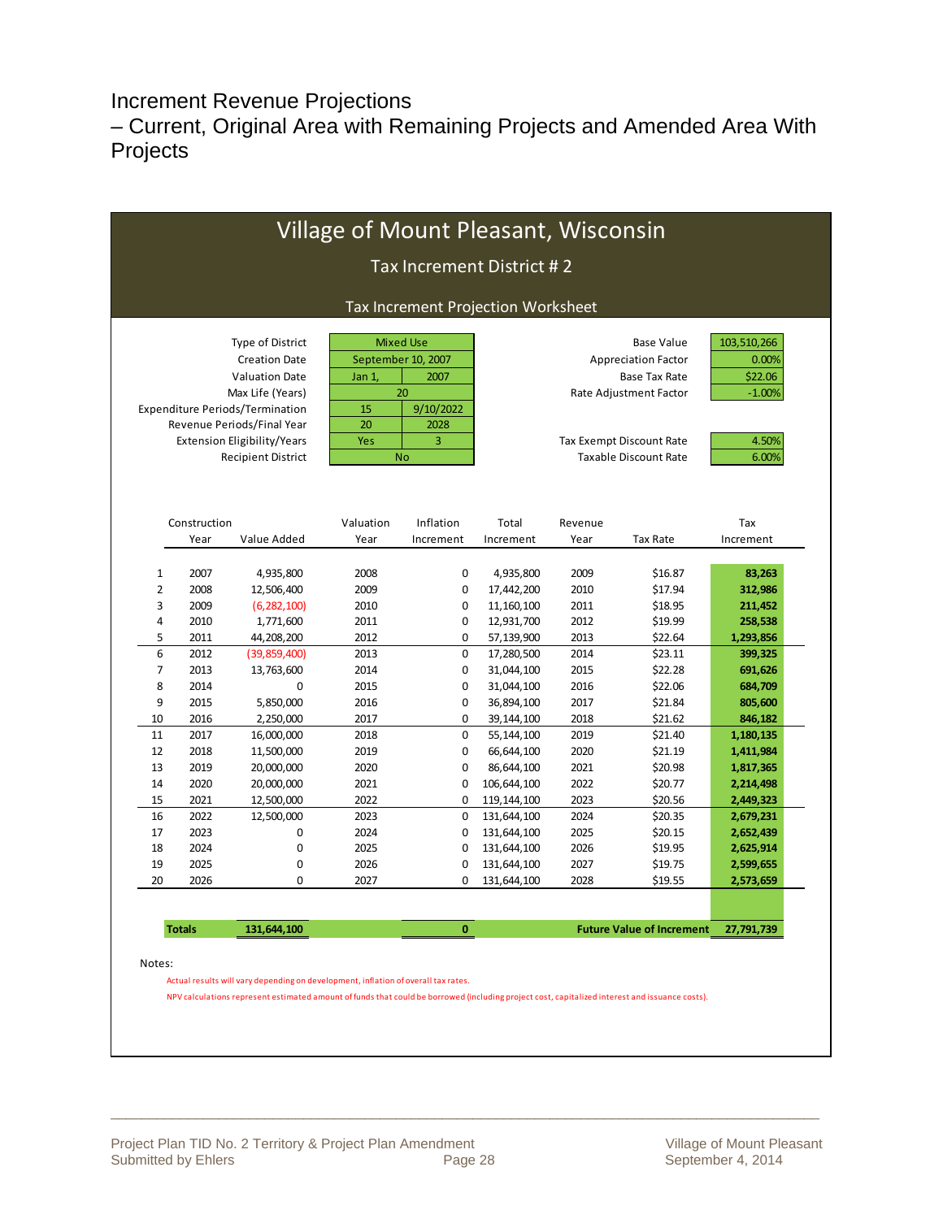# Increment Revenue Projections
# – Current, Original Area with Remaining Projects and Amended Area With Projects

## Village of Mount Pleasant, Wisconsin

### Tax Increment District # 2

### Tax Increment Projection Worksheet

| | | |
|---|---|---|
| Type of District | Mixed Use | |
| Creation Date | September 10, 2007 | |
| Valuation Date | Jan 1, | 2007 |
| Max Life (Years) | 20 | |
| Expenditure Periods/Termination | 15 | 9/10/2022 |
| Revenue Periods/Final Year | 20 | 2028 |
| Extension Eligibility/Years | Yes | 3 |
| Recipient District | No | |

| | |
|---|---|
| Base Value | 103,510,266 |
| Appreciation Factor | 0.00% |
| Base Tax Rate | $22.06 |
| Rate Adjustment Factor | -1.00% |
| Tax Exempt Discount Rate | 4.50% |
| Taxable Discount Rate | 6.00% |

| | Construction Year | Value Added | Valuation Year | Inflation Increment | Total Increment | Revenue Year | Tax Rate | Tax Increment |
|---|---|---|---|---|---|---|---|---|
| 1 | 2007 | 4,935,800 | 2008 | 0 | 4,935,800 | 2009 | $16.87 | **83,263** |
| 2 | 2008 | 12,506,400 | 2009 | 0 | 17,442,200 | 2010 | $17.94 | **312,986** |
| 3 | 2009 | (6,282,100) | 2010 | 0 | 11,160,100 | 2011 | $18.95 | **211,452** |
| 4 | 2010 | 1,771,600 | 2011 | 0 | 12,931,700 | 2012 | $19.99 | **258,538** |
| 5 | 2011 | 44,208,200 | 2012 | 0 | 57,139,900 | 2013 | $22.64 | **1,293,856** |
| 6 | 2012 | (39,859,400) | 2013 | 0 | 17,280,500 | 2014 | $23.11 | **399,325** |
| 7 | 2013 | 13,763,600 | 2014 | 0 | 31,044,100 | 2015 | $22.28 | **691,626** |
| 8 | 2014 | 0 | 2015 | 0 | 31,044,100 | 2016 | $22.06 | **684,709** |
| 9 | 2015 | 5,850,000 | 2016 | 0 | 36,894,100 | 2017 | $21.84 | **805,600** |
| 10 | 2016 | 2,250,000 | 2017 | 0 | 39,144,100 | 2018 | $21.62 | **846,182** |
| 11 | 2017 | 16,000,000 | 2018 | 0 | 55,144,100 | 2019 | $21.40 | **1,180,135** |
| 12 | 2018 | 11,500,000 | 2019 | 0 | 66,644,100 | 2020 | $21.19 | **1,411,984** |
| 13 | 2019 | 20,000,000 | 2020 | 0 | 86,644,100 | 2021 | $20.98 | **1,817,365** |
| 14 | 2020 | 20,000,000 | 2021 | 0 | 106,644,100 | 2022 | $20.77 | **2,214,498** |
| 15 | 2021 | 12,500,000 | 2022 | 0 | 119,144,100 | 2023 | $20.56 | **2,449,323** |
| 16 | 2022 | 12,500,000 | 2023 | 0 | 131,644,100 | 2024 | $20.35 | **2,679,231** |
| 17 | 2023 | 0 | 2024 | 0 | 131,644,100 | 2025 | $20.15 | **2,652,439** |
| 18 | 2024 | 0 | 2025 | 0 | 131,644,100 | 2026 | $19.95 | **2,625,914** |
| 19 | 2025 | 0 | 2026 | 0 | 131,644,100 | 2027 | $19.75 | **2,599,655** |
| 20 | 2026 | 0 | 2027 | 0 | 131,644,100 | 2028 | $19.55 | **2,573,659** |
| | **Totals** | **131,644,100** | | **0** | | **Future Value of Increment** | | **27,791,739** |

Notes:

Actual results will vary depending on development, inflation of overall tax rates.

NPV calculations represent estimated amount of funds that could be borrowed (including project cost, capitalized interest and issuance costs).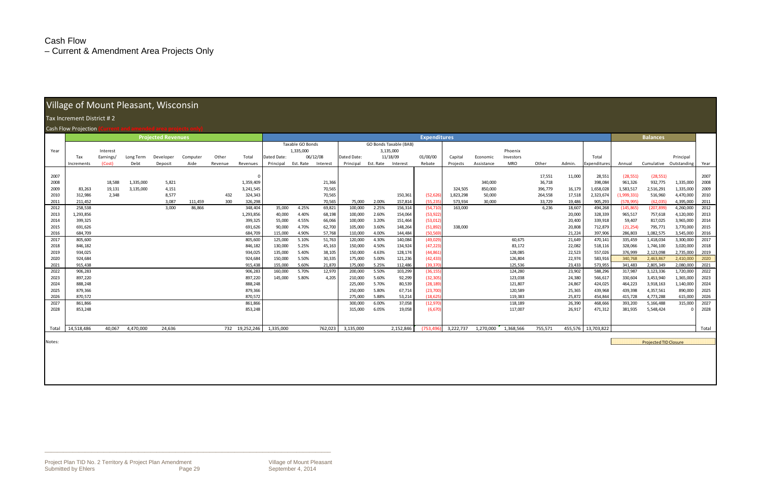# Cash Flow

– Current & Amendment Area Projects Only

## Village of Mount Pleasant, Wisconsin

### Tax Increment District # 2

Cash Flow Projection (Current and amended area projects only)

| | Projected Revenues | | | | | | | Expenditures | | | | | | | | | | | | | | | Balances | | | |
|---|---|---|---|---|---|---|---|---|---|---|---|---|---|---|---|---|---|---|---|---|---|---|---|---|---|---|
| | | | | | | | | Taxable GO Bonds | | | GO Bonds Taxable (BAB) | | | | | | | | | | | | | | | |
| | | | | | | | | 1,335,000 | | | 3,135,000 | | | | | | | | | | | | | | | |
| Year | Tax Increments | Interest Earnings/ (Cost) | Long Term Debt | Developer Deposit | Computer Aide | Other Revenue | Total Revenues | Dated Date: Principal | Est. Rate | 06/12/08 Interest | Dated Date: Principal | Est. Rate | 11/18/09 Interest | 01/00/00 Rebate | Capital Projects | Economic Assistance | Phoenix Investors MRO | Other | Admin. | Total Expenditures | Annual | Cumulative | Principal Outstanding | Year |
| 2007 | | | | | | | 0 | | | | | | | | | | | 17,551 | 11,000 | 28,551 | (28,551) | (28,551) | | 2007 |
| 2008 | | 18,588 | 1,335,000 | 5,821 | | | 1,359,409 | | | 21,366 | | | | | | 340,000 | | 36,718 | | 398,084 | 961,326 | 932,775 | 1,335,000 | 2008 |
| 2009 | 83,263 | 19,131 | 3,135,000 | 4,151 | | | 3,241,545 | | | 70,565 | | | | | 324,505 | 850,000 | | 396,779 | 16,179 | 1,658,028 | 1,583,517 | 2,516,291 | 1,335,000 | 2009 |
| 2010 | 312,986 | 2,348 | | 8,577 | | 432 | 324,343 | | | 70,565 | | | 150,361 | (52,626) | 1,823,298 | 50,000 | | 264,558 | 17,518 | 2,323,674 | (1,999,331) | 516,960 | 4,470,000 | 2010 |
| 2011 | 211,452 | | | 3,087 | 111,459 | 300 | 326,298 | | | 70,565 | 75,000 | 2.00% | 157,814 | (55,235) | 573,934 | 30,000 | | 33,729 | 19,486 | 905,293 | (578,995) | (62,035) | 4,395,000 | 2011 |
| 2012 | 258,538 | | | 3,000 | 86,866 | | 348,404 | 35,000 | 4.25% | 69,821 | 100,000 | 2.25% | 156,314 | (54,710) | 163,000 | | | 6,236 | 18,607 | 494,268 | (145,865) | (207,899) | 4,260,000 | 2012 |
| 2013 | 1,293,856 | | | | | | 1,293,856 | 40,000 | 4.40% | 68,198 | 100,000 | 2.60% | 154,064 | (53,922) | | | | | 20,000 | 328,339 | 965,517 | 757,618 | 4,120,000 | 2013 |
| 2014 | 399,325 | | | | | | 399,325 | 55,000 | 4.55% | 66,066 | 100,000 | 3.20% | 151,464 | (53,012) | | | | | 20,400 | 339,918 | 59,407 | 817,025 | 3,965,000 | 2014 |
| 2015 | 691,626 | | | | | | 691,626 | 90,000 | 4.70% | 62,700 | 105,000 | 3.60% | 148,264 | (51,892) | 338,000 | | | | 20,808 | 712,879 | (21,254) | 795,771 | 3,770,000 | 2015 |
| 2016 | 684,709 | | | | | | 684,709 | 115,000 | 4.90% | 57,768 | 110,000 | 4.00% | 144,484 | (50,569) | | | | | 21,224 | 397,906 | 286,803 | 1,082,575 | 3,545,000 | 2016 |
| 2017 | 805,600 | | | | | | 805,600 | 125,000 | 5.10% | 51,763 | 120,000 | 4.30% | 140,084 | (49,029) | | | 60,675 | | 21,649 | 470,141 | 335,459 | 1,418,034 | 3,300,000 | 2017 |
| 2018 | 846,182 | | | | | | 846,182 | 130,000 | 5.25% | 45,163 | 150,000 | 4.50% | 134,924 | (47,223) | | | 83,172 | | 22,082 | 518,116 | 328,066 | 1,746,100 | 3,020,000 | 2018 |
| 2019 | 934,025 | | | | | | 934,025 | 135,000 | 5.40% | 38,105 | 150,000 | 4.63% | 128,174 | (44,861) | | | 128,085 | | 22,523 | 557,026 | 376,999 | 2,123,098 | 2,735,000 | 2019 |
| 2020 | 924,684 | | | | | | 924,684 | 150,000 | 5.50% | 30,335 | 175,000 | 5.00% | 121,236 | (42,433) | | | 126,804 | | 22,974 | 583,916 | 340,768 | 2,463,867 | 2,410,000 | 2020 |
| 2021 | 915,438 | | | | | | 915,438 | 155,000 | 5.60% | 21,870 | 175,000 | 5.25% | 112,486 | (39,370) | | | 125,536 | | 23,433 | 573,955 | 341,483 | 2,805,349 | 2,080,000 | 2021 |
| 2022 | 906,283 | | | | | | 906,283 | 160,000 | 5.70% | 12,970 | 200,000 | 5.50% | 103,299 | (36,155) | | | 124,280 | | 23,902 | 588,296 | 317,987 | 3,123,336 | 1,720,000 | 2022 |
| 2023 | 897,220 | | | | | | 897,220 | 145,000 | 5.80% | 4,205 | 210,000 | 5.60% | 92,299 | (32,305) | | | 123,038 | | 24,380 | 566,617 | 330,604 | 3,453,940 | 1,365,000 | 2023 |
| 2024 | 888,248 | | | | | | 888,248 | | | | 225,000 | 5.70% | 80,539 | (28,189) | | | 121,807 | | 24,867 | 424,025 | 464,223 | 3,918,163 | 1,140,000 | 2024 |
| 2025 | 879,366 | | | | | | 879,366 | | | | 250,000 | 5.80% | 67,714 | (23,700) | | | 120,589 | | 25,365 | 439,968 | 439,398 | 4,357,561 | 890,000 | 2025 |
| 2026 | 870,572 | | | | | | 870,572 | | | | 275,000 | 5.88% | 53,214 | (18,625) | | | 119,383 | | 25,872 | 454,844 | 415,728 | 4,773,288 | 615,000 | 2026 |
| 2027 | 861,866 | | | | | | 861,866 | | | | 300,000 | 6.00% | 37,058 | (12,970) | | | 118,189 | | 26,390 | 468,666 | 393,200 | 5,166,488 | 315,000 | 2027 |
| 2028 | 853,248 | | | | | | 853,248 | | | | 315,000 | 6.05% | 19,058 | (6,670) | | | 117,007 | | 26,917 | 471,312 | 381,935 | 5,548,424 | 0 | 2028 |
| Total | 14,518,486 | 40,067 | 4,470,000 | 24,636 | | 732 | 19,252,246 | 1,335,000 | | 762,023 | 3,135,000 | | 2,152,846 | (753,496) | 3,222,737 | 1,270,000 | 1,368,566 | 755,571 | 455,576 | 13,703,822 | | | | Total |

Notes:

Projected TID Closure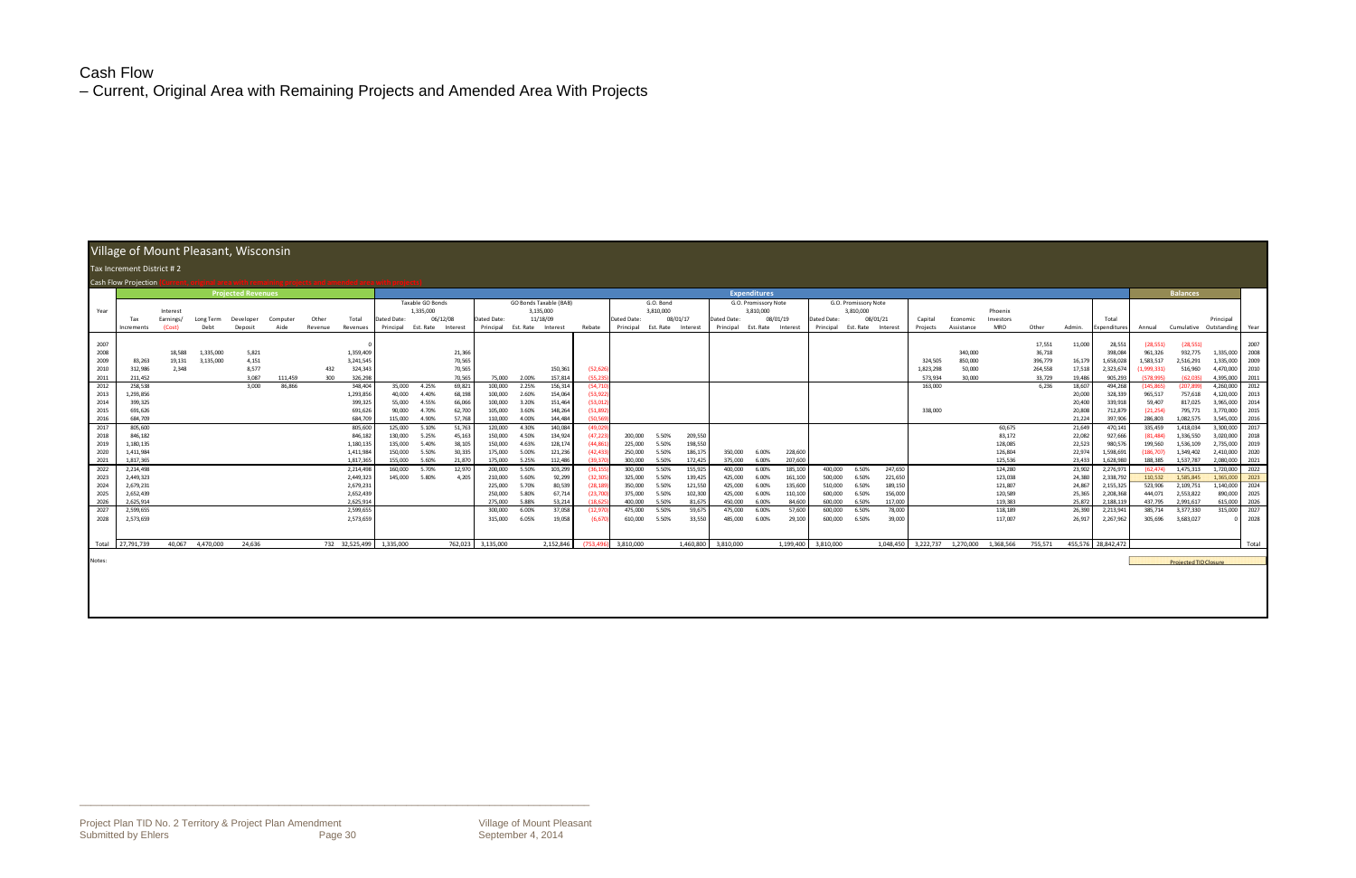# Cash Flow

– Current, Original Area with Remaining Projects and Amended Area With Projects

## Village of Mount Pleasant, Wisconsin

Tax Increment District # 2

Cash Flow Projection

| Year | Projected Revenues | | | | | | | Expenditures | | | | | | | | | | | | | | | | | | | | | | Balances | | | Year |
|---|---|---|---|---|---|---|---|---|---|---|---|---|---|---|---|---|---|---|---|---|---|---|---|---|---|---|---|---|---|---|---|---|---|
| | | | | | | | | Taxable GO Bonds 1,335,000 Dated Date: 06/12/08 | | | GO Bonds Taxable (BAB) 3,135,000 Dated Date: 11/18/09 | | | | G.O. Bond 3,810,000 Dated Date: 08/01/17 | | | G.O. Promissory Note 3,810,000 Dated Date: 08/01/19 | | | G.O. Promissory Note 3,810,000 Dated Date: 08/01/21 | | | | | | | | | | | | |
| | Tax Increments | Interest Earnings/ (Cost) | Long Term Debt | Developer Deposit | Computer Aide | Other Revenue | Total Revenues | Principal | Est. Rate | Interest | Principal | Est. Rate | Interest | Rebate | Principal | Est. Rate | Interest | Principal | Est. Rate | Interest | Principal | Est. Rate | Interest | Capital Projects | Economic Assistance | Phoenix Investors MRO | Other | Admin. | Total Expenditures | Annual | Cumulative | Principal Outstanding | |
| 2007 | | | | | | | 0 | | | | | | | | | | | | | | | | | | | | 17,551 | 11,000 | 28,551 | (28,551) | (28,551) | | 2007 |
| 2008 | | 18,588 | 1,335,000 | 5,821 | | | 1,359,409 | | | 21,366 | | | | | | | | | | | | | | | 340,000 | | 36,718 | | 398,084 | 961,326 | 932,775 | 1,335,000 | 2008 |
| 2009 | 83,263 | 19,131 | 3,135,000 | 4,151 | | | 3,241,545 | | | 70,565 | | | | | | | | | | | | | | 324,505 | 850,000 | | 396,779 | 16,179 | 1,658,028 | 1,583,517 | 2,516,291 | 1,335,000 | 2009 |
| 2010 | 312,986 | 2,348 | | 8,577 | | 432 | 324,343 | | | 70,565 | | | 150,361 | (52,626) | | | | | | | | | | 1,823,298 | 50,000 | | 264,558 | 17,518 | 2,323,674 | (1,999,331) | 516,960 | 4,470,000 | 2010 |
| 2011 | 211,452 | | | 3,087 | 111,459 | 300 | 326,298 | | | 70,565 | 75,000 | 2.00% | 157,814 | (55,235) | | | | | | | | | | 573,934 | 30,000 | | 33,729 | 19,486 | 905,293 | (578,995) | (62,035) | 4,395,000 | 2011 |
| 2012 | 258,538 | | | 3,000 | 86,866 | | 348,404 | 35,000 | 4.25% | 69,821 | 100,000 | 2.25% | 156,314 | (54,710) | | | | | | | | | | 163,000 | | | 6,236 | 18,607 | 494,268 | (145,865) | (207,899) | 4,260,000 | 2012 |
| 2013 | 1,293,856 | | | | | | 1,293,856 | 40,000 | 4.40% | 68,198 | 100,000 | 2.60% | 154,064 | (53,922) | | | | | | | | | | | | | | 20,000 | 328,339 | 965,517 | 757,618 | 4,120,000 | 2013 |
| 2014 | 399,325 | | | | | | 399,325 | 55,000 | 4.55% | 66,066 | 100,000 | 3.20% | 151,464 | (53,012) | | | | | | | | | | | | | | 20,400 | 339,918 | 59,407 | 817,025 | 3,965,000 | 2014 |
| 2015 | 691,626 | | | | | | 691,626 | 90,000 | 4.70% | 62,700 | 105,000 | 3.60% | 148,264 | (51,892) | | | | | | | | | | 338,000 | | | | 20,808 | 712,879 | (21,254) | 795,771 | 3,770,000 | 2015 |
| 2016 | 684,709 | | | | | | 684,709 | 115,000 | 4.90% | 57,768 | 110,000 | 4.00% | 144,484 | (50,569) | | | | | | | | | | | | | | 21,224 | 397,906 | 286,803 | 1,082,575 | 3,545,000 | 2016 |
| 2017 | 805,600 | | | | | | 805,600 | 125,000 | 5.10% | 51,763 | 120,000 | 4.30% | 140,084 | (49,029) | | | | | | | | | | | | 60,675 | | 21,649 | 470,141 | 335,459 | 1,418,034 | 3,300,000 | 2017 |
| 2018 | 846,182 | | | | | | 846,182 | 130,000 | 5.25% | 45,163 | 150,000 | 4.50% | 134,924 | (47,223) | 200,000 | 5.50% | 209,550 | | | | | | | | | 83,172 | | 22,082 | 927,666 | (81,484) | 1,336,550 | 3,020,000 | 2018 |
| 2019 | 1,180,135 | | | | | | 1,180,135 | 135,000 | 5.40% | 38,105 | 150,000 | 4.63% | 128,174 | (44,861) | 225,000 | 5.50% | 198,550 | | | | | | | | | 128,085 | | 22,523 | 980,576 | 199,560 | 1,536,109 | 2,735,000 | 2019 |
| 2020 | 1,411,984 | | | | | | 1,411,984 | 150,000 | 5.50% | 30,335 | 175,000 | 5.00% | 121,236 | (42,433) | 250,000 | 5.50% | 186,175 | 350,000 | 6.00% | 228,600 | | | | | | 126,804 | | 22,974 | 1,598,691 | (186,707) | 1,349,402 | 2,410,000 | 2020 |
| 2021 | 1,817,365 | | | | | | 1,817,365 | 155,000 | 5.60% | 21,870 | 175,000 | 5.25% | 112,486 | (39,370) | 300,000 | 5.50% | 172,425 | 375,000 | 6.00% | 207,600 | | | | | | 125,536 | | 23,433 | 1,628,980 | 188,385 | 1,537,787 | 2,080,000 | 2021 |
| 2022 | 2,214,498 | | | | | | 2,214,498 | 160,000 | 5.70% | 12,970 | 200,000 | 5.50% | 103,299 | (36,155) | 300,000 | 5.50% | 155,925 | 400,000 | 6.00% | 185,100 | 400,000 | 6.50% | 247,650 | | | 124,280 | | 23,902 | 2,276,971 | (62,474) | 1,475,313 | 1,720,000 | 2022 |
| 2023 | 2,449,323 | | | | | | 2,449,323 | 145,000 | 5.80% | 4,205 | 210,000 | 5.60% | 92,299 | (32,305) | 325,000 | 5.50% | 139,425 | 425,000 | 6.00% | 161,100 | 500,000 | 6.50% | 221,650 | | | 123,038 | | 24,380 | 2,338,792 | 110,532 | 1,585,845 | 1,365,000 | 2023 |
| 2024 | 2,679,231 | | | | | | 2,679,231 | | | | 225,000 | 5.70% | 80,539 | (28,189) | 350,000 | 5.50% | 121,550 | 425,000 | 6.00% | 135,600 | 510,000 | 6.50% | 189,150 | | | 121,807 | | 24,867 | 2,155,325 | 523,906 | 2,109,751 | 1,140,000 | 2024 |
| 2025 | 2,652,439 | | | | | | 2,652,439 | | | | 250,000 | 5.80% | 67,714 | (23,700) | 375,000 | 5.50% | 102,300 | 425,000 | 6.00% | 110,100 | 600,000 | 6.50% | 156,000 | | | 120,589 | | 25,365 | 2,208,368 | 444,071 | 2,553,822 | 890,000 | 2025 |
| 2026 | 2,625,914 | | | | | | 2,625,914 | | | | 275,000 | 5.88% | 53,214 | (18,625) | 400,000 | 5.50% | 81,675 | 450,000 | 6.00% | 84,600 | 600,000 | 6.50% | 117,000 | | | 119,383 | | 25,872 | 2,188,119 | 437,795 | 2,991,617 | 615,000 | 2026 |
| 2027 | 2,599,655 | | | | | | 2,599,655 | | | | 300,000 | 6.00% | 37,058 | (12,970) | 475,000 | 5.50% | 59,675 | 475,000 | 6.00% | 57,600 | 600,000 | 6.50% | 78,000 | | | 118,189 | | 26,390 | 2,213,941 | 385,714 | 3,377,330 | 315,000 | 2027 |
| 2028 | 2,573,659 | | | | | | 2,573,659 | | | | 315,000 | 6.05% | 19,058 | (6,670) | 610,000 | 5.50% | 33,550 | 485,000 | 6.00% | 29,100 | 600,000 | 6.50% | 39,000 | | | 117,007 | | 26,917 | 2,267,962 | 305,696 | 3,683,027 | 0 | 2028 |
| Total | 27,791,739 | 40,067 | 4,470,000 | 24,636 | | 732 | 32,525,499 | 1,335,000 | | 762,023 | 3,135,000 | | 2,152,846 | (753,496) | 3,810,000 | | 1,460,800 | 3,810,000 | | 1,199,400 | 3,810,000 | | 1,048,450 | 3,222,737 | 1,270,000 | 1,368,566 | 755,571 | 455,576 | 28,842,472 | | | | Total |

Notes:

Projected TID Closure

Project Plan TID No. 2 Territory & Project Plan Amendment
Submitted by Ehlers

Village of Mount Pleasant
September 4, 2014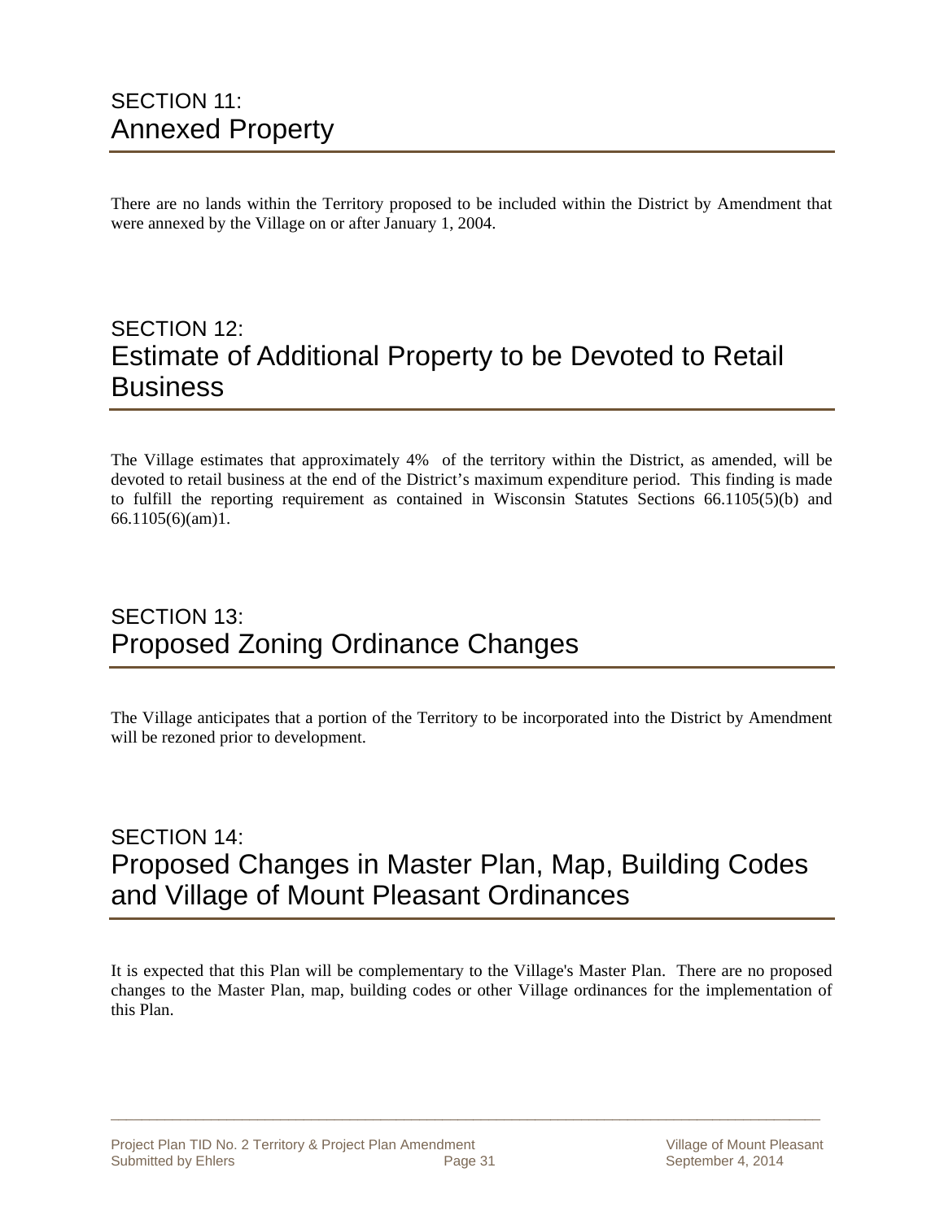## SECTION 11:
## Annexed Property

There are no lands within the Territory proposed to be included within the District by Amendment that were annexed by the Village on or after January 1, 2004.

## SECTION 12:
## Estimate of Additional Property to be Devoted to Retail Business

The Village estimates that approximately 4% of the territory within the District, as amended, will be devoted to retail business at the end of the District's maximum expenditure period. This finding is made to fulfill the reporting requirement as contained in Wisconsin Statutes Sections 66.1105(5)(b) and 66.1105(6)(am)1.

## SECTION 13:
## Proposed Zoning Ordinance Changes

The Village anticipates that a portion of the Territory to be incorporated into the District by Amendment will be rezoned prior to development.

## SECTION 14:
## Proposed Changes in Master Plan, Map, Building Codes and Village of Mount Pleasant Ordinances

It is expected that this Plan will be complementary to the Village's Master Plan. There are no proposed changes to the Master Plan, map, building codes or other Village ordinances for the implementation of this Plan.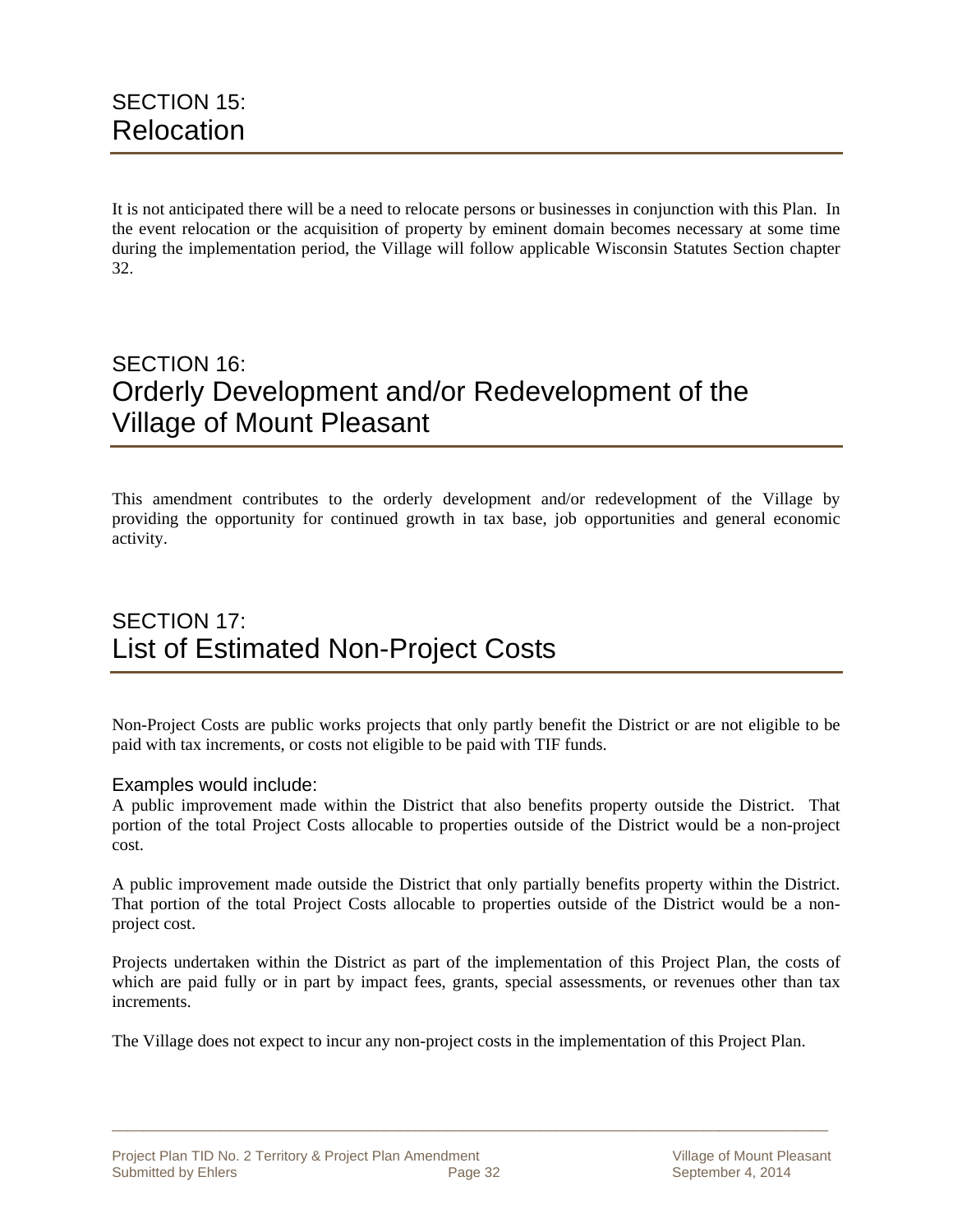# SECTION 15: Relocation

It is not anticipated there will be a need to relocate persons or businesses in conjunction with this Plan. In the event relocation or the acquisition of property by eminent domain becomes necessary at some time during the implementation period, the Village will follow applicable Wisconsin Statutes Section chapter 32.

# SECTION 16: Orderly Development and/or Redevelopment of the Village of Mount Pleasant

This amendment contributes to the orderly development and/or redevelopment of the Village by providing the opportunity for continued growth in tax base, job opportunities and general economic activity.

# SECTION 17: List of Estimated Non-Project Costs

Non-Project Costs are public works projects that only partly benefit the District or are not eligible to be paid with tax increments, or costs not eligible to be paid with TIF funds.

### Examples would include:

A public improvement made within the District that also benefits property outside the District. That portion of the total Project Costs allocable to properties outside of the District would be a non-project cost.

A public improvement made outside the District that only partially benefits property within the District. That portion of the total Project Costs allocable to properties outside of the District would be a non-project cost.

Projects undertaken within the District as part of the implementation of this Project Plan, the costs of which are paid fully or in part by impact fees, grants, special assessments, or revenues other than tax increments.

The Village does not expect to incur any non-project costs in the implementation of this Project Plan.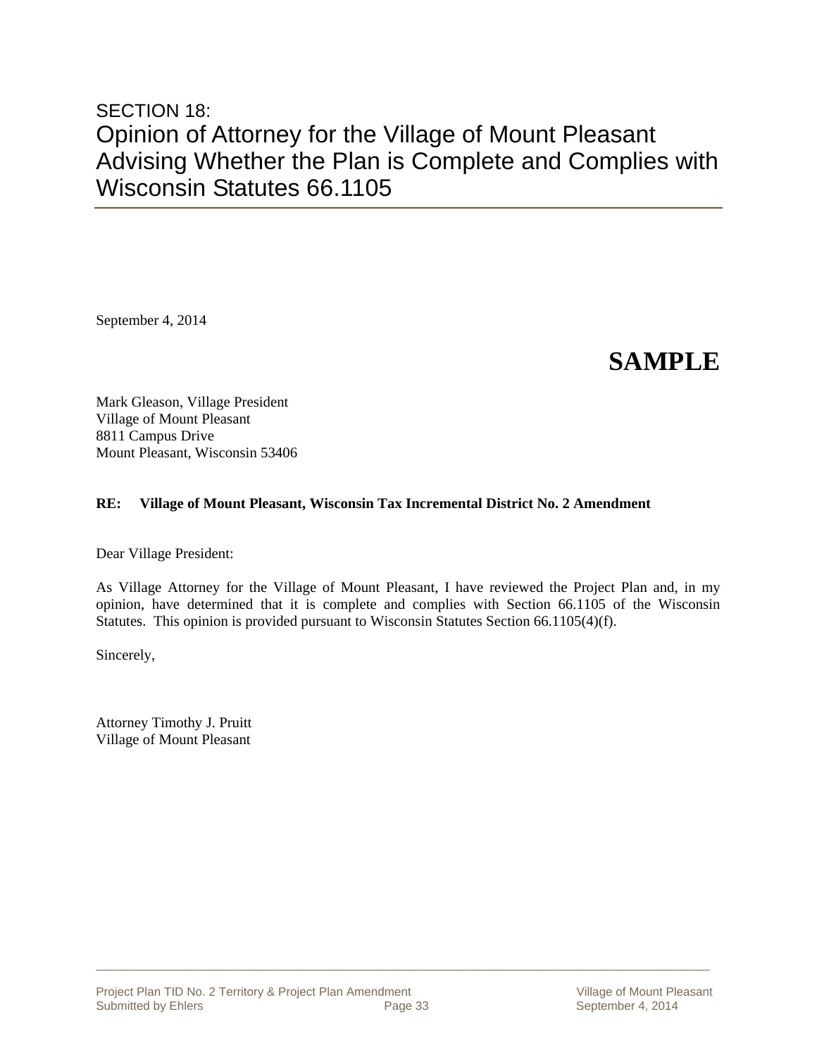## SECTION 18:
# Opinion of Attorney for the Village of Mount Pleasant Advising Whether the Plan is Complete and Complies with Wisconsin Statutes 66.1105

September 4, 2014

**SAMPLE**

Mark Gleason, Village President
Village of Mount Pleasant
8811 Campus Drive
Mount Pleasant, Wisconsin 53406

**RE: Village of Mount Pleasant, Wisconsin Tax Incremental District No. 2 Amendment**

Dear Village President:

As Village Attorney for the Village of Mount Pleasant, I have reviewed the Project Plan and, in my opinion, have determined that it is complete and complies with Section 66.1105 of the Wisconsin Statutes. This opinion is provided pursuant to Wisconsin Statutes Section 66.1105(4)(f).

Sincerely,

Attorney Timothy J. Pruitt
Village of Mount Pleasant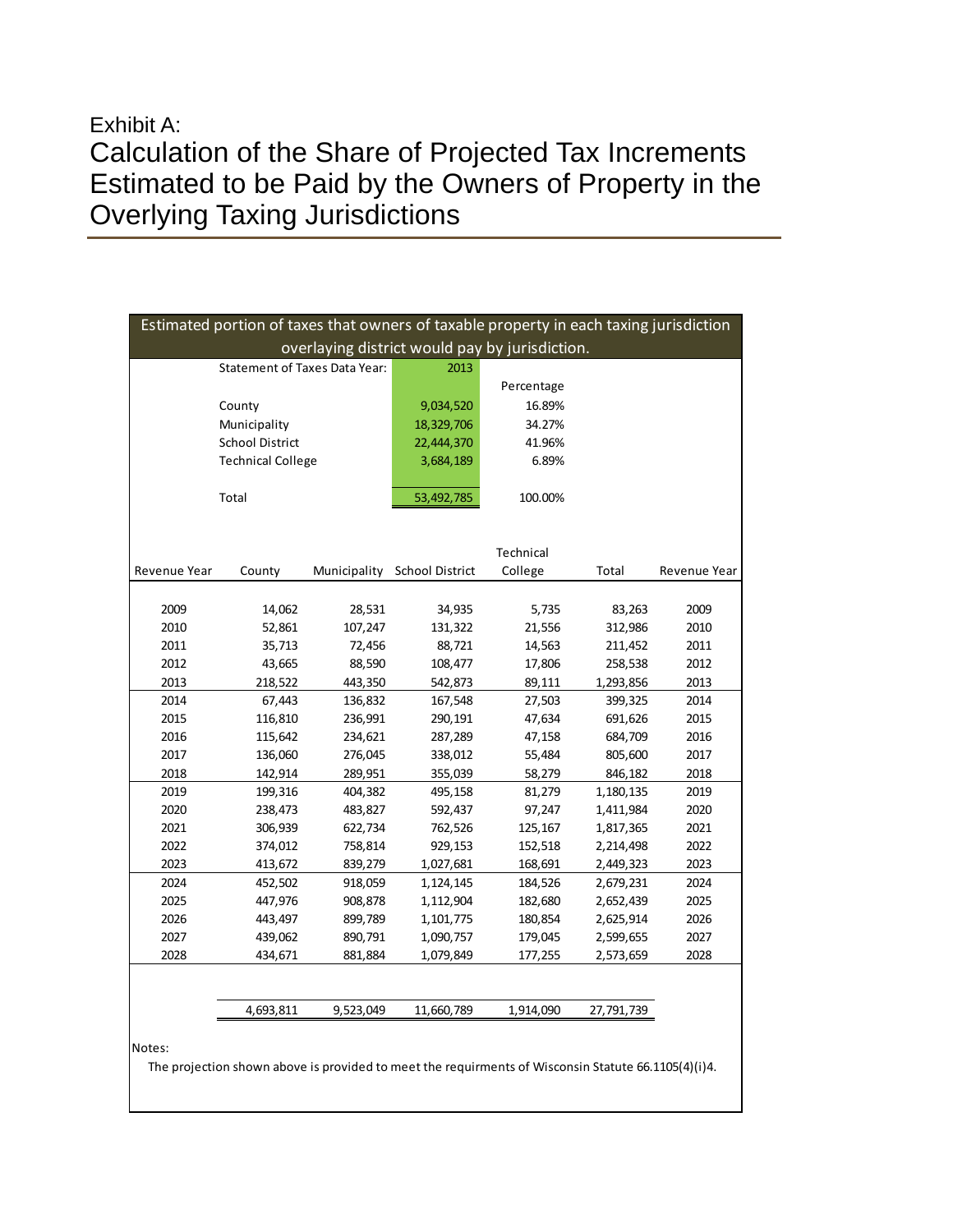Exhibit A:

# Calculation of the Share of Projected Tax Increments Estimated to be Paid by the Owners of Property in the Overlying Taxing Jurisdictions

Estimated portion of taxes that owners of taxable property in each taxing jurisdiction overlying district would pay by jurisdiction.

| Statement of Taxes Data Year: | 2013 | Percentage |
|---|---|---|
| County | 9,034,520 | 16.89% |
| Municipality | 18,329,706 | 34.27% |
| School District | 22,444,370 | 41.96% |
| Technical College | 3,684,189 | 6.89% |
| Total | 53,492,785 | 100.00% |

| Revenue Year | County | Municipality | School District | Technical College | Total | Revenue Year |
|---|---|---|---|---|---|---|
| 2009 | 14,062 | 28,531 | 34,935 | 5,735 | 83,263 | 2009 |
| 2010 | 52,861 | 107,247 | 131,322 | 21,556 | 312,986 | 2010 |
| 2011 | 35,713 | 72,456 | 88,721 | 14,563 | 211,452 | 2011 |
| 2012 | 43,665 | 88,590 | 108,477 | 17,806 | 258,538 | 2012 |
| 2013 | 218,522 | 443,350 | 542,873 | 89,111 | 1,293,856 | 2013 |
| 2014 | 67,443 | 136,832 | 167,548 | 27,503 | 399,325 | 2014 |
| 2015 | 116,810 | 236,991 | 290,191 | 47,634 | 691,626 | 2015 |
| 2016 | 115,642 | 234,621 | 287,289 | 47,158 | 684,709 | 2016 |
| 2017 | 136,060 | 276,045 | 338,012 | 55,484 | 805,600 | 2017 |
| 2018 | 142,914 | 289,951 | 355,039 | 58,279 | 846,182 | 2018 |
| 2019 | 199,316 | 404,382 | 495,158 | 81,279 | 1,180,135 | 2019 |
| 2020 | 238,473 | 483,827 | 592,437 | 97,247 | 1,411,984 | 2020 |
| 2021 | 306,939 | 622,734 | 762,526 | 125,167 | 1,817,365 | 2021 |
| 2022 | 374,012 | 758,814 | 929,153 | 152,518 | 2,214,498 | 2022 |
| 2023 | 413,672 | 839,279 | 1,027,681 | 168,691 | 2,449,323 | 2023 |
| 2024 | 452,502 | 918,059 | 1,124,145 | 184,526 | 2,679,231 | 2024 |
| 2025 | 447,976 | 908,878 | 1,112,904 | 182,680 | 2,652,439 | 2025 |
| 2026 | 443,497 | 899,789 | 1,101,775 | 180,854 | 2,625,914 | 2026 |
| 2027 | 439,062 | 890,791 | 1,090,757 | 179,045 | 2,599,655 | 2027 |
| 2028 | 434,671 | 881,884 | 1,079,849 | 177,255 | 2,573,659 | 2028 |
| | 4,693,811 | 9,523,049 | 11,660,789 | 1,914,090 | 27,791,739 | |

Notes:

The projection shown above is provided to meet the requirments of Wisconsin Statute 66.1105(4)(i)4.